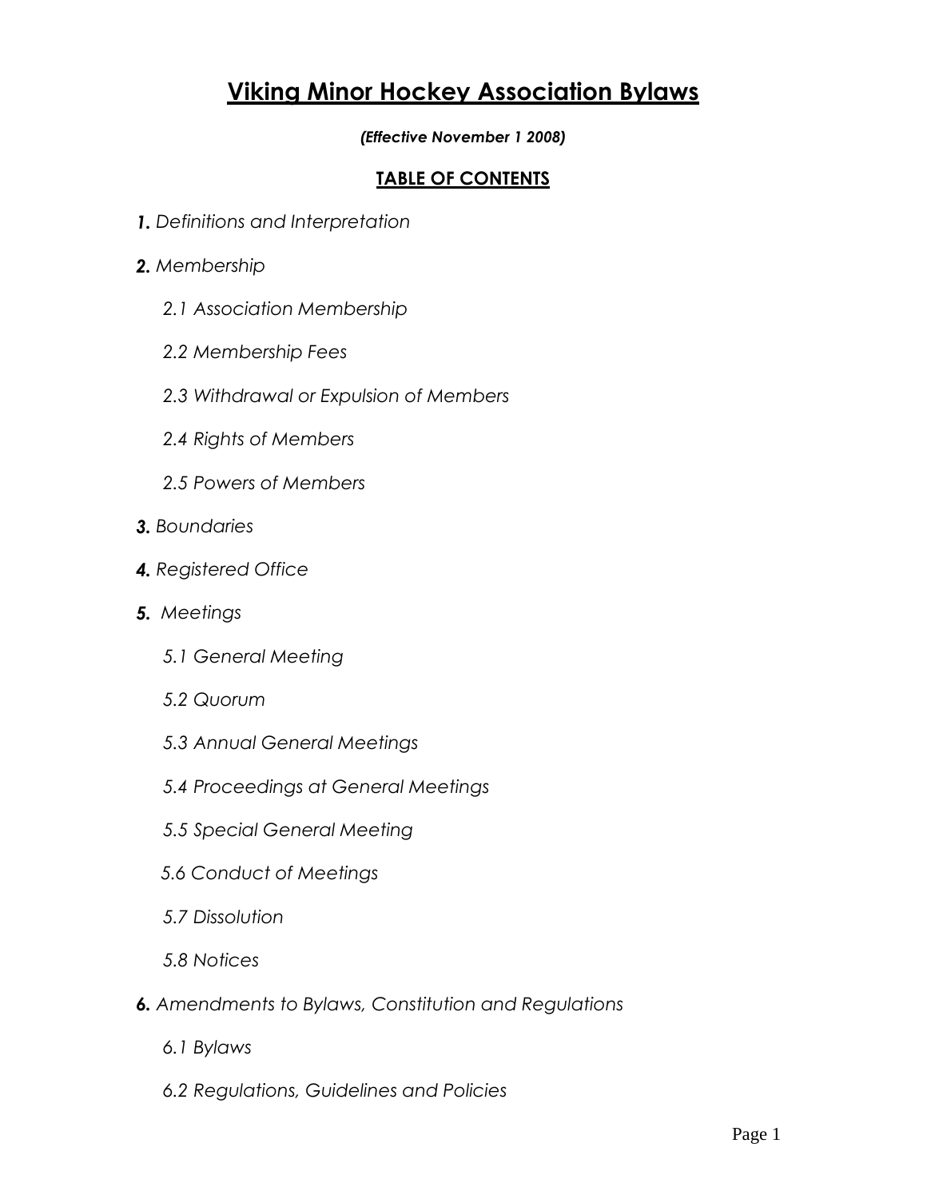# Viking Minor Hockey Association Bylaws

***(Effective November 1 2008)***

## TABLE OF CONTENTS

***1.*** *Definitions and Interpretation*

***2.*** *Membership*

- *2.1 Association Membership*
- *2.2 Membership Fees*
- *2.3 Withdrawal or Expulsion of Members*
- *2.4 Rights of Members*
- *2.5 Powers of Members*

***3.*** *Boundaries*

***4.*** *Registered Office*

***5.*** *Meetings*

- *5.1 General Meeting*
- *5.2 Quorum*
- *5.3 Annual General Meetings*
- *5.4 Proceedings at General Meetings*
- *5.5 Special General Meeting*
- *5.6 Conduct of Meetings*
- *5.7 Dissolution*
- *5.8 Notices*

***6.*** *Amendments to Bylaws, Constitution and Regulations*

- *6.1 Bylaws*
- *6.2 Regulations, Guidelines and Policies*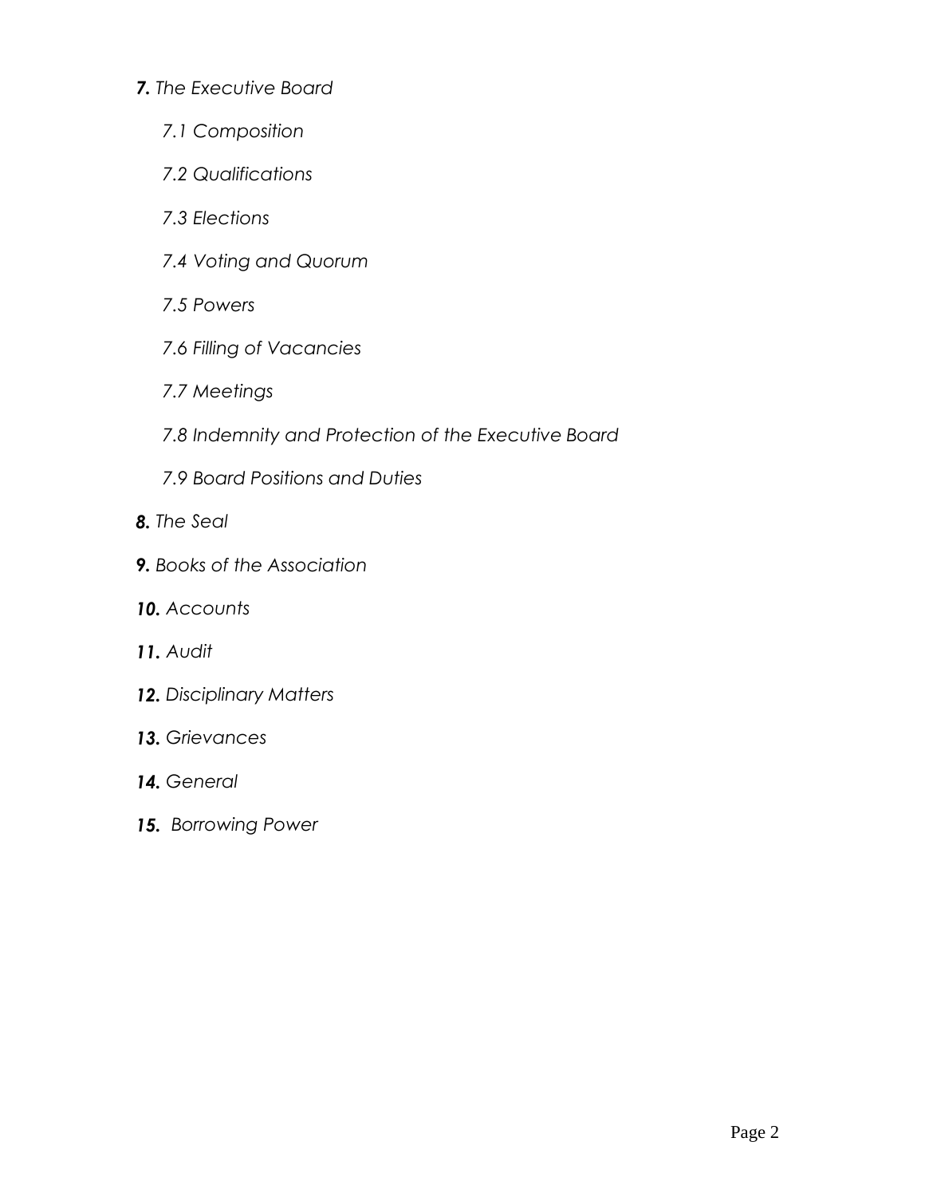***7.*** *The Executive Board*

- *7.1 Composition*
- *7.2 Qualifications*
- *7.3 Elections*
- *7.4 Voting and Quorum*
- *7.5 Powers*
- *7.6 Filling of Vacancies*
- *7.7 Meetings*
- *7.8 Indemnity and Protection of the Executive Board*
- *7.9 Board Positions and Duties*

***8.*** *The Seal*

***9.*** *Books of the Association*

***10.*** *Accounts*

***11.*** *Audit*

***12.*** *Disciplinary Matters*

***13.*** *Grievances*

***14.*** *General*

***15.*** *Borrowing Power*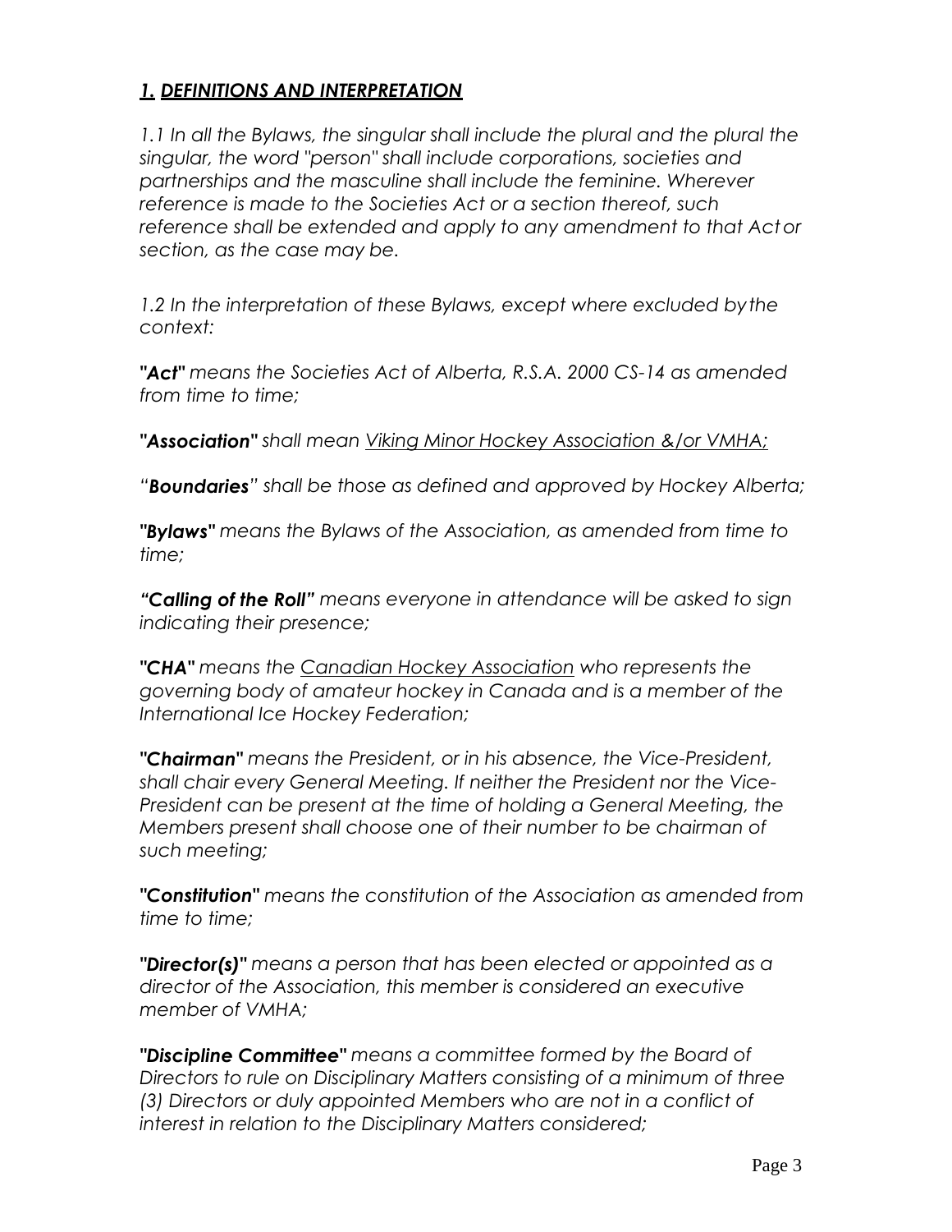## *1. DEFINITIONS AND INTERPRETATION*

*1.1 In all the Bylaws, the singular shall include the plural and the plural the singular, the word "person" shall include corporations, societies and partnerships and the masculine shall include the feminine. Wherever reference is made to the Societies Act or a section thereof, such reference shall be extended and apply to any amendment to that Act or section, as the case may be.*

*1.2 In the interpretation of these Bylaws, except where excluded by the context:*

***"Act"*** *means the Societies Act of Alberta, R.S.A. 2000 CS-14 as amended from time to time;*

***"Association"*** *shall mean Viking Minor Hockey Association &/or VMHA;*

*"**Boundaries**" shall be those as defined and approved by Hockey Alberta;*

***"Bylaws"*** *means the Bylaws of the Association, as amended from time to time;*

***"Calling of the Roll"*** *means everyone in attendance will be asked to sign indicating their presence;*

***"CHA"*** *means the Canadian Hockey Association who represents the governing body of amateur hockey in Canada and is a member of the International Ice Hockey Federation;*

***"Chairman"*** *means the President, or in his absence, the Vice-President, shall chair every General Meeting. If neither the President nor the Vice-President can be present at the time of holding a General Meeting, the Members present shall choose one of their number to be chairman of such meeting;*

***"Constitution"*** *means the constitution of the Association as amended from time to time;*

***"Director(s)"*** *means a person that has been elected or appointed as a director of the Association, this member is considered an executive member of VMHA;*

***"Discipline Committee"*** *means a committee formed by the Board of Directors to rule on Disciplinary Matters consisting of a minimum of three (3) Directors or duly appointed Members who are not in a conflict of interest in relation to the Disciplinary Matters considered;*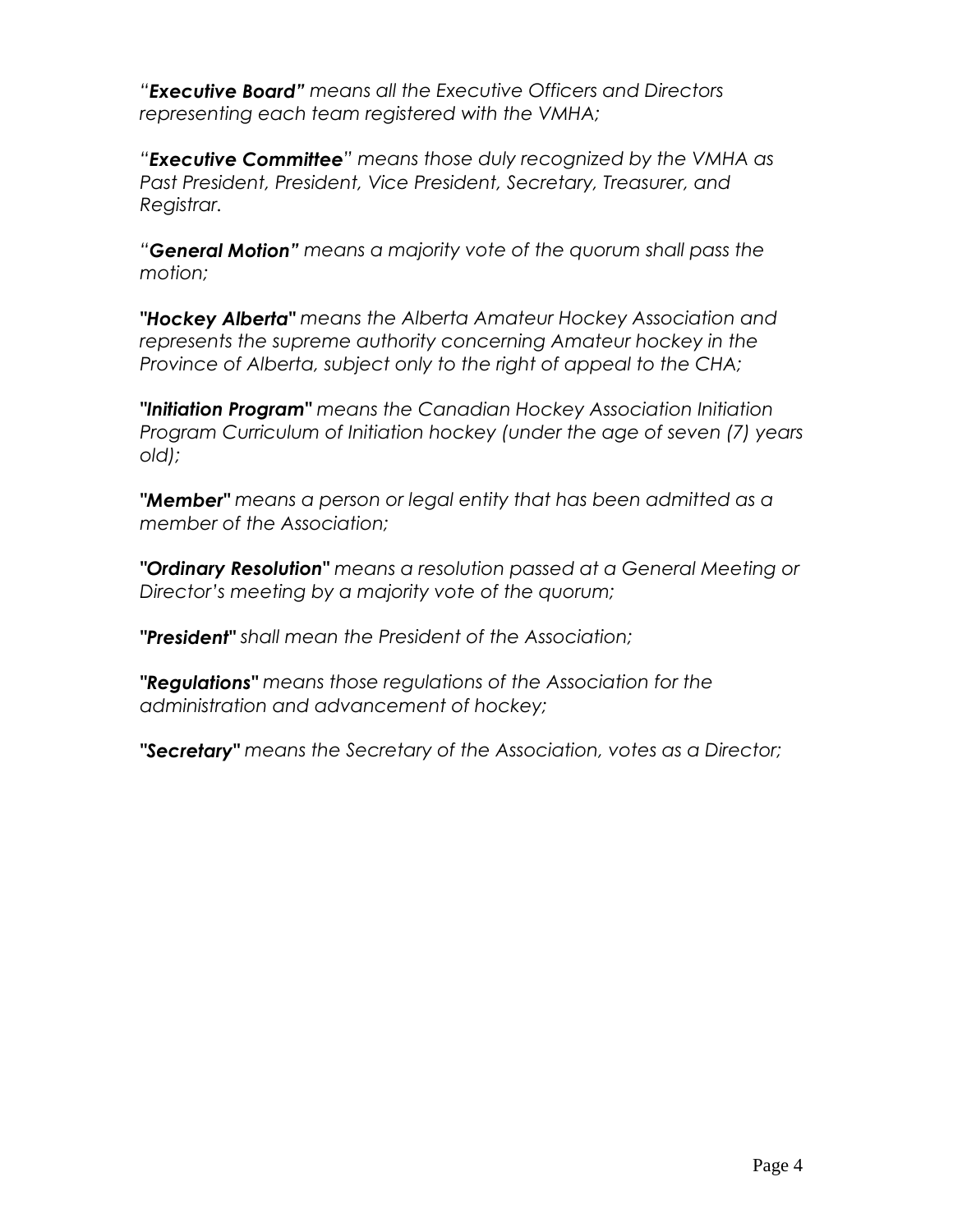*“**Executive Board”** means all the Executive Officers and Directors representing each team registered with the VMHA;*

*“**Executive Committee**” means those duly recognized by the VMHA as Past President, President, Vice President, Secretary, Treasurer, and Registrar.*

*“**General Motion”** means a majority vote of the quorum shall pass the motion;*

***"Hockey Alberta"*** *means the Alberta Amateur Hockey Association and represents the supreme authority concerning Amateur hockey in the Province of Alberta, subject only to the right of appeal to the CHA;*

***"Initiation Program"*** *means the Canadian Hockey Association Initiation Program Curriculum of Initiation hockey (under the age of seven (7) years old);*

***"Member"*** *means a person or legal entity that has been admitted as a member of the Association;*

***"Ordinary Resolution"*** *means a resolution passed at a General Meeting or Director’s meeting by a majority vote of the quorum;*

***"President"*** *shall mean the President of the Association;*

***"Regulations"*** *means those regulations of the Association for the administration and advancement of hockey;*

***"Secretary"*** *means the Secretary of the Association, votes as a Director;*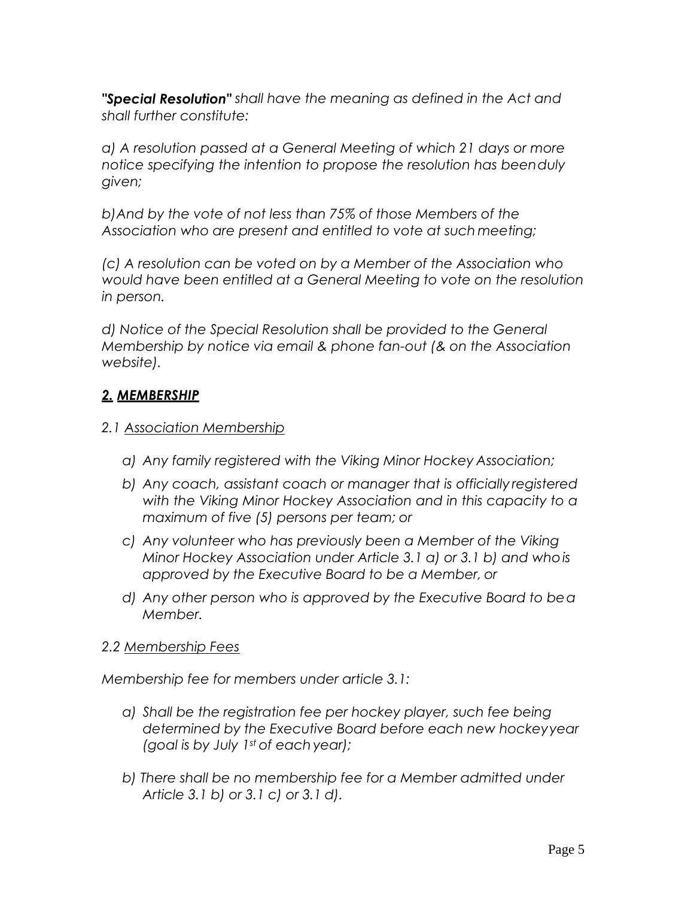*__"Special Resolution"__ shall have the meaning as defined in the Act and shall further constitute:*

*a) A resolution passed at a General Meeting of which 21 days or more notice specifying the intention to propose the resolution has been duly given;*

*b) And by the vote of not less than 75% of those Members of the Association who are present and entitled to vote at such meeting;*

*(c) A resolution can be voted on by a Member of the Association who would have been entitled at a General Meeting to vote on the resolution in person.*

*d) Notice of the Special Resolution shall be provided to the General Membership by notice via email & phone fan-out (& on the Association website).*

## *2. MEMBERSHIP*

*2.1 Association Membership*

- *a) Any family registered with the Viking Minor Hockey Association;*
- *b) Any coach, assistant coach or manager that is officially registered with the Viking Minor Hockey Association and in this capacity to a maximum of five (5) persons per team; or*
- *c) Any volunteer who has previously been a Member of the Viking Minor Hockey Association under Article 3.1 a) or 3.1 b) and who is approved by the Executive Board to be a Member, or*
- *d) Any other person who is approved by the Executive Board to be a Member.*

*2.2 Membership Fees*

*Membership fee for members under article 3.1:*

- *a) Shall be the registration fee per hockey player, such fee being determined by the Executive Board before each new hockey year (goal is by July 1st of each year);*
- *b) There shall be no membership fee for a Member admitted under Article 3.1 b) or 3.1 c) or 3.1 d).*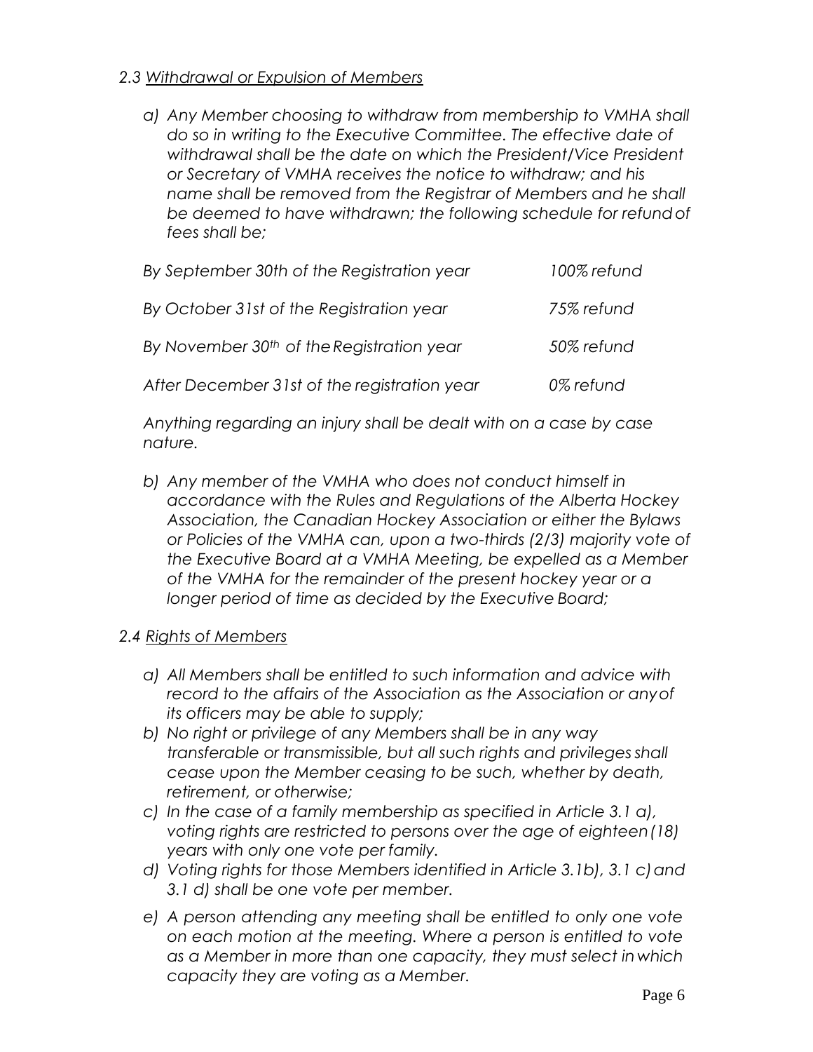### *2.3 Withdrawal or Expulsion of Members*

*a) Any Member choosing to withdraw from membership to VMHA shall do so in writing to the Executive Committee. The effective date of withdrawal shall be the date on which the President/Vice President or Secretary of VMHA receives the notice to withdraw; and his name shall be removed from the Registrar of Members and he shall be deemed to have withdrawn; the following schedule for refund of fees shall be;*

| | |
|---|---|
| *By September 30th of the Registration year* | *100% refund* |
| *By October 31st of the Registration year* | *75% refund* |
| *By November 30th of the Registration year* | *50% refund* |
| *After December 31st of the registration year* | *0% refund* |

*Anything regarding an injury shall be dealt with on a case by case nature.*

*b) Any member of the VMHA who does not conduct himself in accordance with the Rules and Regulations of the Alberta Hockey Association, the Canadian Hockey Association or either the Bylaws or Policies of the VMHA can, upon a two-thirds (2/3) majority vote of the Executive Board at a VMHA Meeting, be expelled as a Member of the VMHA for the remainder of the present hockey year or a longer period of time as decided by the Executive Board;*

### *2.4 Rights of Members*

*a) All Members shall be entitled to such information and advice with record to the affairs of the Association as the Association or any of its officers may be able to supply;*

*b) No right or privilege of any Members shall be in any way transferable or transmissible, but all such rights and privileges shall cease upon the Member ceasing to be such, whether by death, retirement, or otherwise;*

*c) In the case of a family membership as specified in Article 3.1 a), voting rights are restricted to persons over the age of eighteen (18) years with only one vote per family.*

*d) Voting rights for those Members identified in Article 3.1b), 3.1 c) and 3.1 d) shall be one vote per member.*

*e) A person attending any meeting shall be entitled to only one vote on each motion at the meeting. Where a person is entitled to vote as a Member in more than one capacity, they must select in which capacity they are voting as a Member.*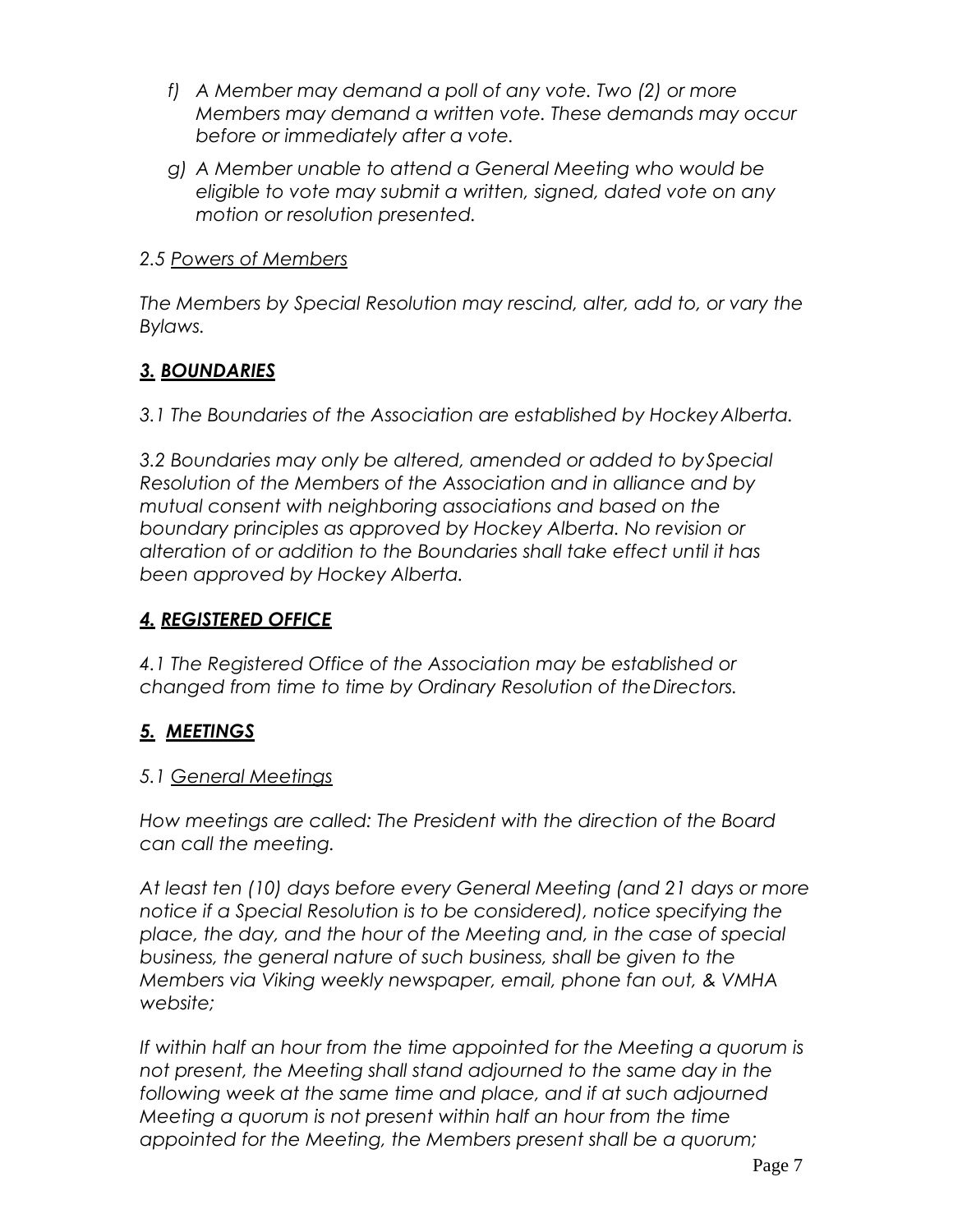*f) A Member may demand a poll of any vote. Two (2) or more Members may demand a written vote. These demands may occur before or immediately after a vote.*

*g) A Member unable to attend a General Meeting who would be eligible to vote may submit a written, signed, dated vote on any motion or resolution presented.*

*2.5 <u>Powers of Members</u>*

*The Members by Special Resolution may rescind, alter, add to, or vary the Bylaws.*

## ***3. <u>BOUNDARIES</u>***

*3.1 The Boundaries of the Association are established by Hockey Alberta.*

*3.2 Boundaries may only be altered, amended or added to by Special Resolution of the Members of the Association and in alliance and by mutual consent with neighboring associations and based on the boundary principles as approved by Hockey Alberta. No revision or alteration of or addition to the Boundaries shall take effect until it has been approved by Hockey Alberta.*

## ***4. <u>REGISTERED OFFICE</u>***

*4.1 The Registered Office of the Association may be established or changed from time to time by Ordinary Resolution of the Directors.*

## ***5. <u>MEETINGS</u>***

*5.1 <u>General Meetings</u>*

*How meetings are called: The President with the direction of the Board can call the meeting.*

*At least ten (10) days before every General Meeting (and 21 days or more notice if a Special Resolution is to be considered), notice specifying the place, the day, and the hour of the Meeting and, in the case of special business, the general nature of such business, shall be given to the Members via Viking weekly newspaper, email, phone fan out, & VMHA website;*

*If within half an hour from the time appointed for the Meeting a quorum is not present, the Meeting shall stand adjourned to the same day in the following week at the same time and place, and if at such adjourned Meeting a quorum is not present within half an hour from the time appointed for the Meeting, the Members present shall be a quorum;*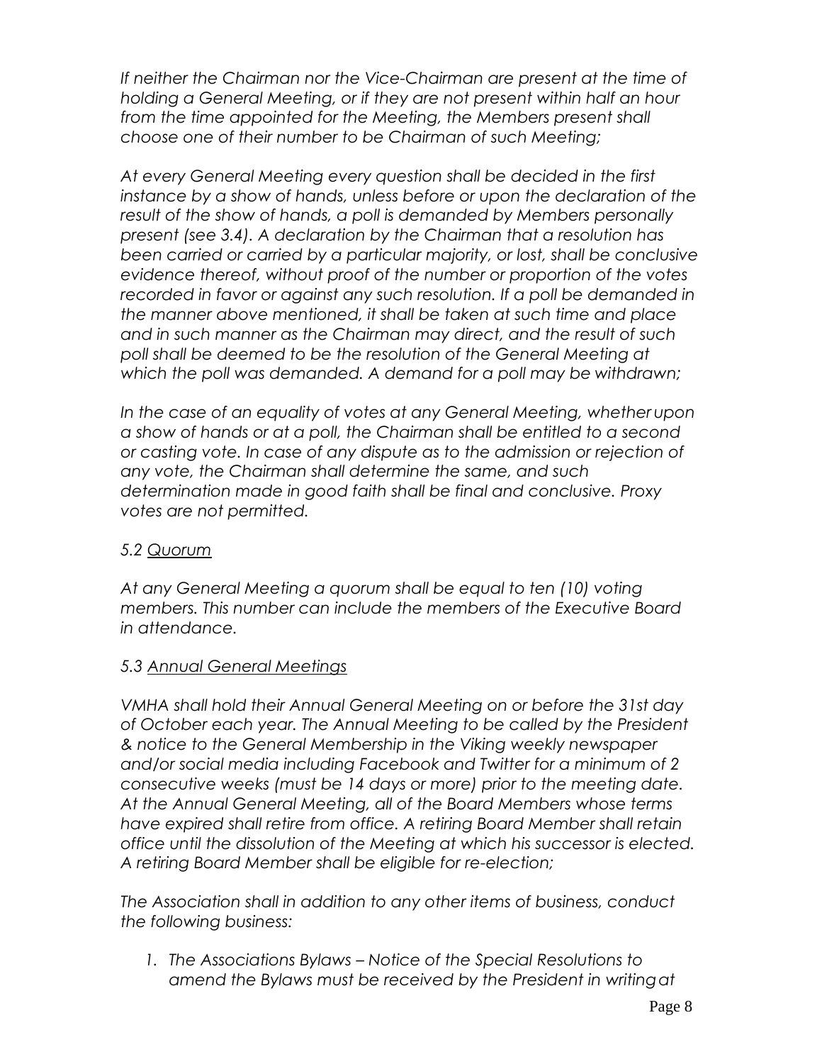*If neither the Chairman nor the Vice-Chairman are present at the time of holding a General Meeting, or if they are not present within half an hour from the time appointed for the Meeting, the Members present shall choose one of their number to be Chairman of such Meeting;*

*At every General Meeting every question shall be decided in the first instance by a show of hands, unless before or upon the declaration of the result of the show of hands, a poll is demanded by Members personally present (see 3.4). A declaration by the Chairman that a resolution has been carried or carried by a particular majority, or lost, shall be conclusive evidence thereof, without proof of the number or proportion of the votes recorded in favor or against any such resolution. If a poll be demanded in the manner above mentioned, it shall be taken at such time and place and in such manner as the Chairman may direct, and the result of such poll shall be deemed to be the resolution of the General Meeting at which the poll was demanded. A demand for a poll may be withdrawn;*

*In the case of an equality of votes at any General Meeting, whether upon a show of hands or at a poll, the Chairman shall be entitled to a second or casting vote. In case of any dispute as to the admission or rejection of any vote, the Chairman shall determine the same, and such determination made in good faith shall be final and conclusive. Proxy votes are not permitted.*

*5.2 Quorum*

*At any General Meeting a quorum shall be equal to ten (10) voting members. This number can include the members of the Executive Board in attendance.*

*5.3 Annual General Meetings*

*VMHA shall hold their Annual General Meeting on or before the 31st day of October each year. The Annual Meeting to be called by the President & notice to the General Membership in the Viking weekly newspaper and/or social media including Facebook and Twitter for a minimum of 2 consecutive weeks (must be 14 days or more) prior to the meeting date. At the Annual General Meeting, all of the Board Members whose terms have expired shall retire from office. A retiring Board Member shall retain office until the dissolution of the Meeting at which his successor is elected. A retiring Board Member shall be eligible for re-election;*

*The Association shall in addition to any other items of business, conduct the following business:*

1. *The Associations Bylaws – Notice of the Special Resolutions to amend the Bylaws must be received by the President in writing at*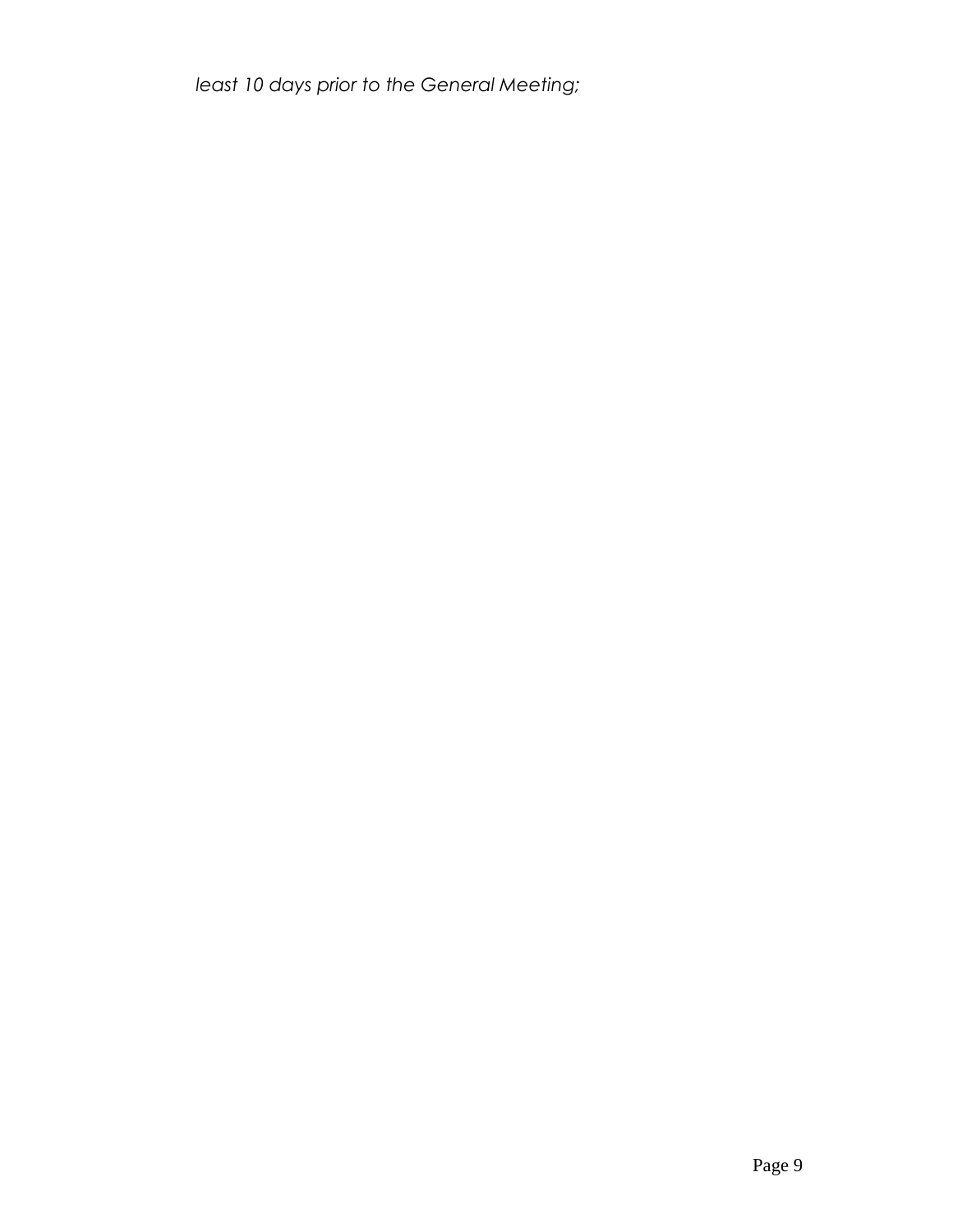*least 10 days prior to the General Meeting;*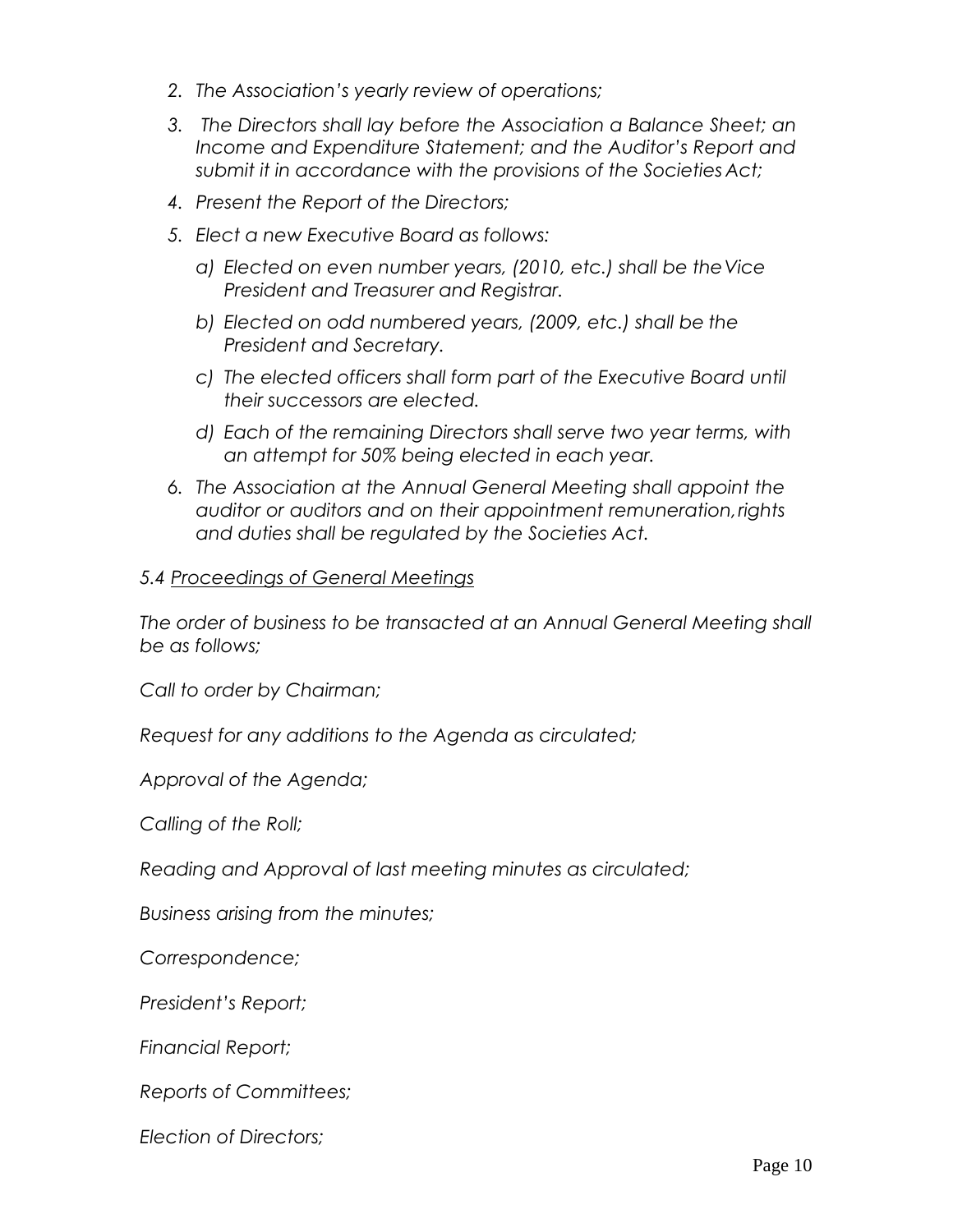2. *The Association's yearly review of operations;*
3. *The Directors shall lay before the Association a Balance Sheet; an Income and Expenditure Statement; and the Auditor's Report and submit it in accordance with the provisions of the Societies Act;*
4. *Present the Report of the Directors;*
5. *Elect a new Executive Board as follows:*
   a) *Elected on even number years, (2010, etc.) shall be the Vice President and Treasurer and Registrar.*
   b) *Elected on odd numbered years, (2009, etc.) shall be the President and Secretary.*
   c) *The elected officers shall form part of the Executive Board until their successors are elected.*
   d) *Each of the remaining Directors shall serve two year terms, with an attempt for 50% being elected in each year.*
6. *The Association at the Annual General Meeting shall appoint the auditor or auditors and on their appointment remuneration, rights and duties shall be regulated by the Societies Act.*

*5.4 Proceedings of General Meetings*

*The order of business to be transacted at an Annual General Meeting shall be as follows;*

*Call to order by Chairman;*

*Request for any additions to the Agenda as circulated;*

*Approval of the Agenda;*

*Calling of the Roll;*

*Reading and Approval of last meeting minutes as circulated;*

*Business arising from the minutes;*

*Correspondence;*

*President's Report;*

*Financial Report;*

*Reports of Committees;*

*Election of Directors;*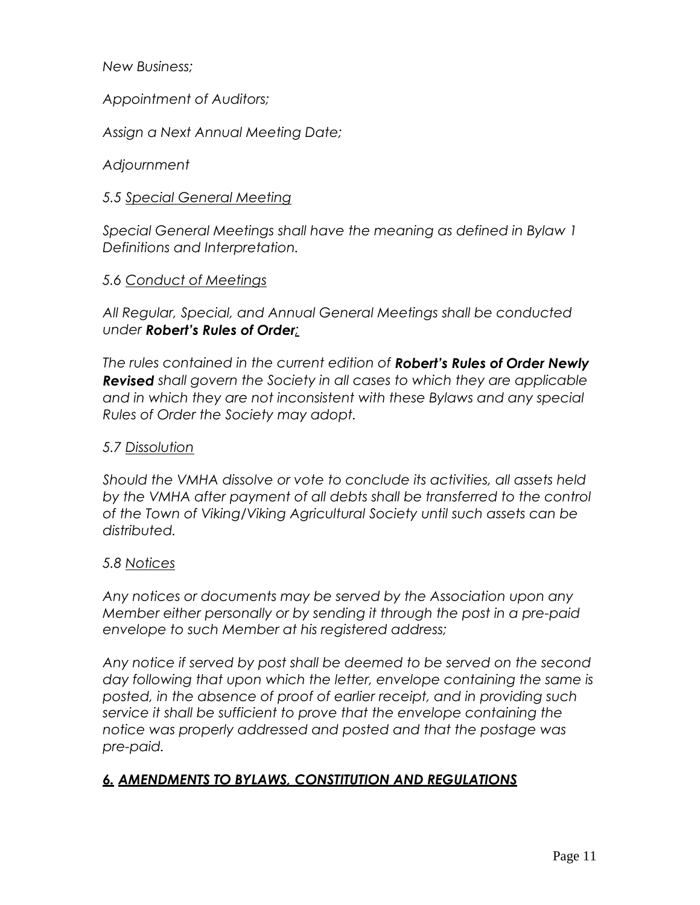*New Business;*

*Appointment of Auditors;*

*Assign a Next Annual Meeting Date;*

*Adjournment*

*5.5 Special General Meeting*

*Special General Meetings shall have the meaning as defined in Bylaw 1 Definitions and Interpretation.*

*5.6 Conduct of Meetings*

*All Regular, Special, and Annual General Meetings shall be conducted under* ***Robert's Rules of Order;***

*The rules contained in the current edition of* ***Robert's Rules of Order Newly Revised*** *shall govern the Society in all cases to which they are applicable and in which they are not inconsistent with these Bylaws and any special Rules of Order the Society may adopt.*

*5.7 Dissolution*

*Should the VMHA dissolve or vote to conclude its activities, all assets held by the VMHA after payment of all debts shall be transferred to the control of the Town of Viking/Viking Agricultural Society until such assets can be distributed.*

*5.8 Notices*

*Any notices or documents may be served by the Association upon any Member either personally or by sending it through the post in a pre-paid envelope to such Member at his registered address;*

*Any notice if served by post shall be deemed to be served on the second day following that upon which the letter, envelope containing the same is posted, in the absence of proof of earlier receipt, and in providing such service it shall be sufficient to prove that the envelope containing the notice was properly addressed and posted and that the postage was pre-paid.*

## ***6. AMENDMENTS TO BYLAWS, CONSTITUTION AND REGULATIONS***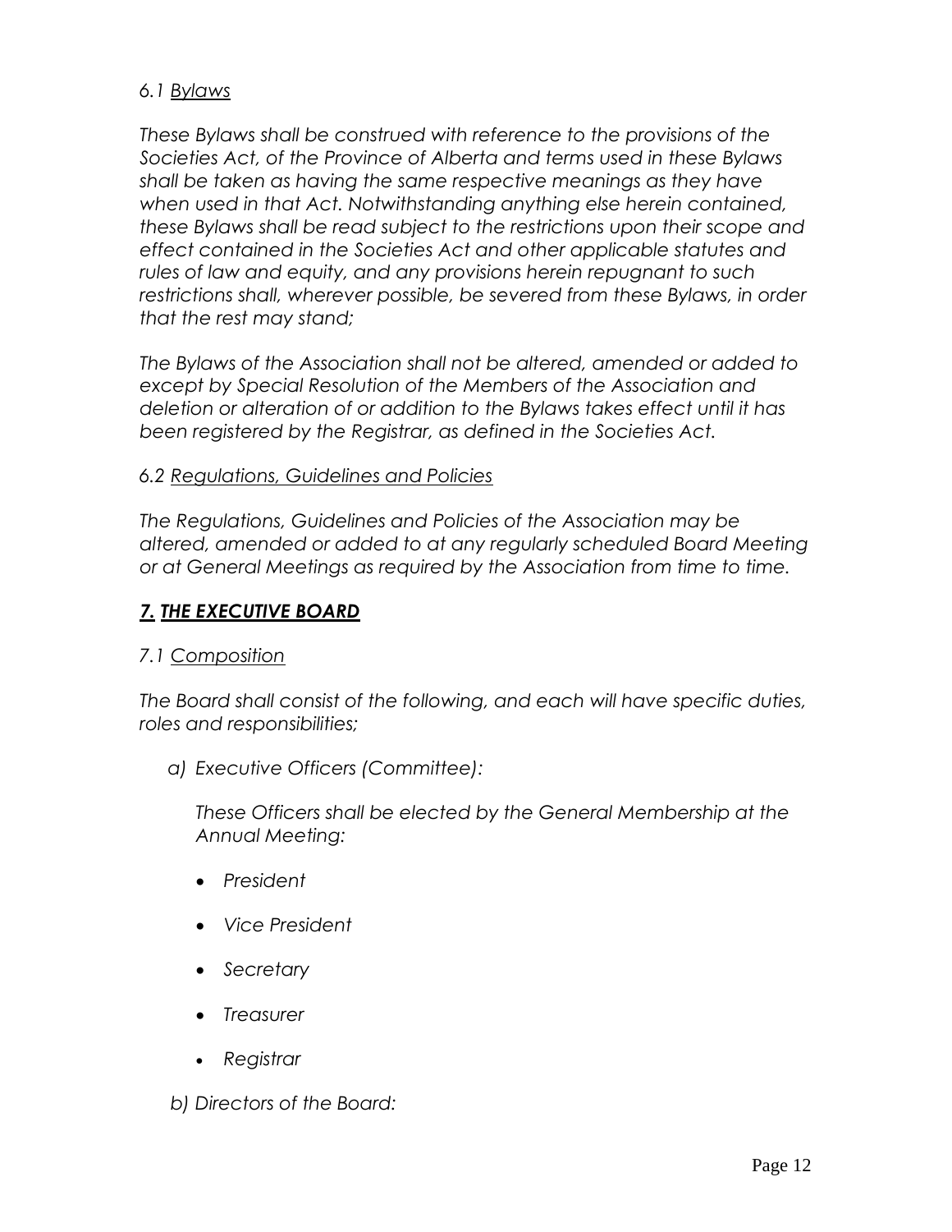### *6.1 Bylaws*

*These Bylaws shall be construed with reference to the provisions of the Societies Act, of the Province of Alberta and terms used in these Bylaws shall be taken as having the same respective meanings as they have when used in that Act. Notwithstanding anything else herein contained, these Bylaws shall be read subject to the restrictions upon their scope and effect contained in the Societies Act and other applicable statutes and rules of law and equity, and any provisions herein repugnant to such restrictions shall, wherever possible, be severed from these Bylaws, in order that the rest may stand;*

*The Bylaws of the Association shall not be altered, amended or added to except by Special Resolution of the Members of the Association and deletion or alteration of or addition to the Bylaws takes effect until it has been registered by the Registrar, as defined in the Societies Act.*

### *6.2 Regulations, Guidelines and Policies*

*The Regulations, Guidelines and Policies of the Association may be altered, amended or added to at any regularly scheduled Board Meeting or at General Meetings as required by the Association from time to time.*

## ***7. THE EXECUTIVE BOARD***

### *7.1 Composition*

*The Board shall consist of the following, and each will have specific duties, roles and responsibilities;*

*a) Executive Officers (Committee):*

*These Officers shall be elected by the General Membership at the Annual Meeting:*

- *President*
- *Vice President*
- *Secretary*
- *Treasurer*
- *Registrar*

*b) Directors of the Board:*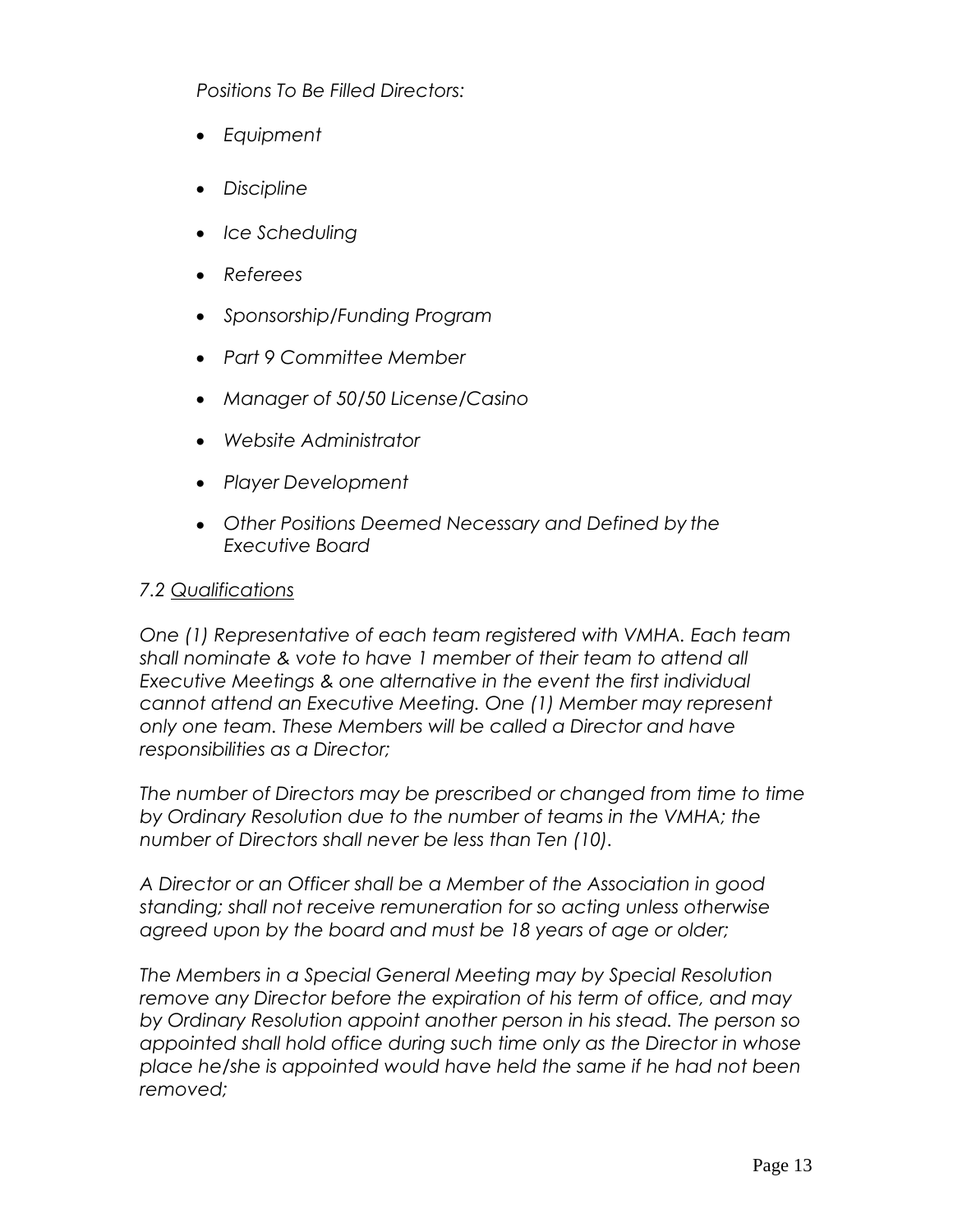*Positions To Be Filled Directors:*

- *Equipment*
- *Discipline*
- *Ice Scheduling*
- *Referees*
- *Sponsorship/Funding Program*
- *Part 9 Committee Member*
- *Manager of 50/50 License/Casino*
- *Website Administrator*
- *Player Development*
- *Other Positions Deemed Necessary and Defined by the Executive Board*

*7.2 <u>Qualifications</u>*

*One (1) Representative of each team registered with VMHA. Each team shall nominate & vote to have 1 member of their team to attend all Executive Meetings & one alternative in the event the first individual cannot attend an Executive Meeting. One (1) Member may represent only one team. These Members will be called a Director and have responsibilities as a Director;*

*The number of Directors may be prescribed or changed from time to time by Ordinary Resolution due to the number of teams in the VMHA; the number of Directors shall never be less than Ten (10).*

*A Director or an Officer shall be a Member of the Association in good standing; shall not receive remuneration for so acting unless otherwise agreed upon by the board and must be 18 years of age or older;*

*The Members in a Special General Meeting may by Special Resolution remove any Director before the expiration of his term of office, and may by Ordinary Resolution appoint another person in his stead. The person so appointed shall hold office during such time only as the Director in whose place he/she is appointed would have held the same if he had not been removed;*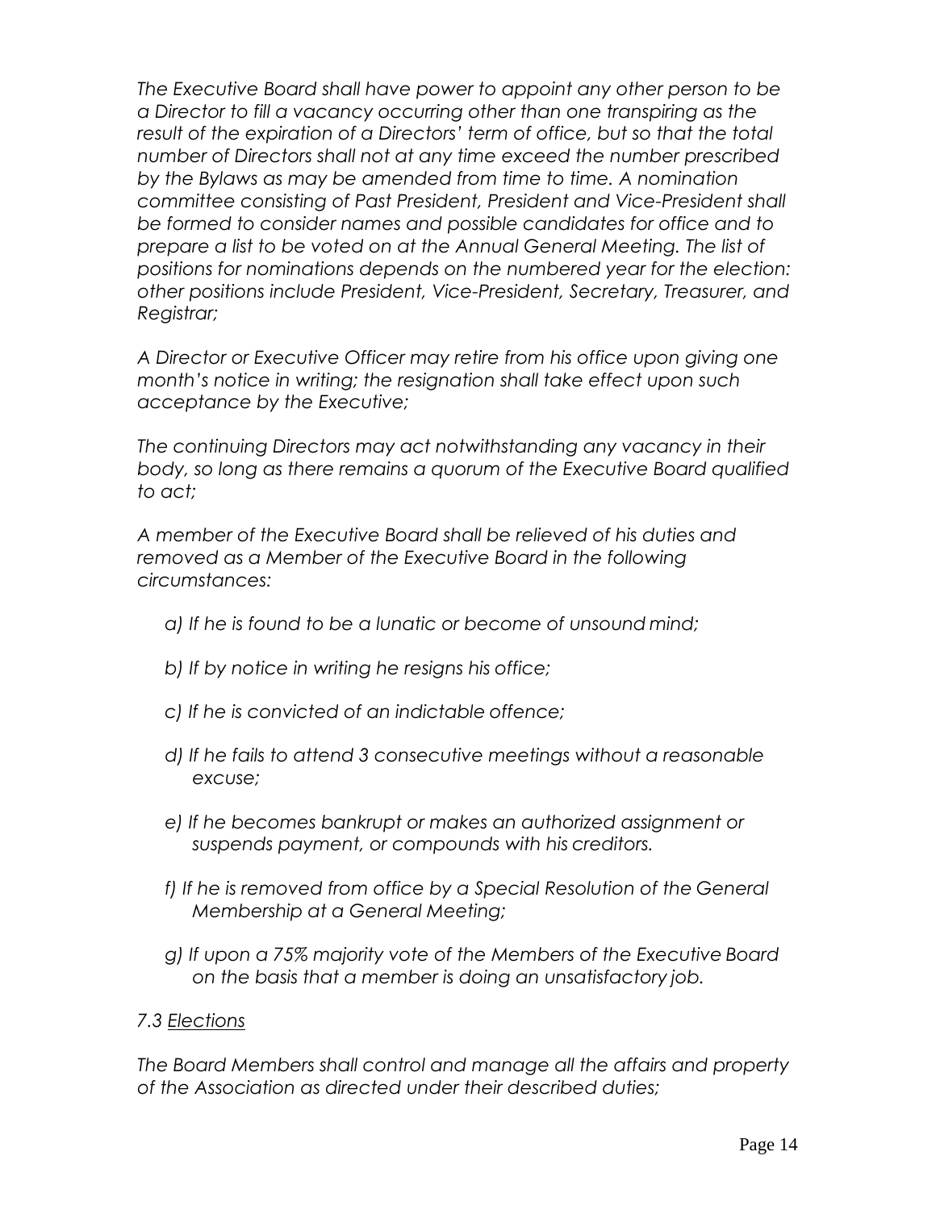*The Executive Board shall have power to appoint any other person to be a Director to fill a vacancy occurring other than one transpiring as the result of the expiration of a Directors' term of office, but so that the total number of Directors shall not at any time exceed the number prescribed by the Bylaws as may be amended from time to time. A nomination committee consisting of Past President, President and Vice-President shall be formed to consider names and possible candidates for office and to prepare a list to be voted on at the Annual General Meeting. The list of positions for nominations depends on the numbered year for the election: other positions include President, Vice-President, Secretary, Treasurer, and Registrar;*

*A Director or Executive Officer may retire from his office upon giving one month's notice in writing; the resignation shall take effect upon such acceptance by the Executive;*

*The continuing Directors may act notwithstanding any vacancy in their body, so long as there remains a quorum of the Executive Board qualified to act;*

*A member of the Executive Board shall be relieved of his duties and removed as a Member of the Executive Board in the following circumstances:*

- *a) If he is found to be a lunatic or become of unsound mind;*
- *b) If by notice in writing he resigns his office;*
- *c) If he is convicted of an indictable offence;*
- *d) If he fails to attend 3 consecutive meetings without a reasonable excuse;*
- *e) If he becomes bankrupt or makes an authorized assignment or suspends payment, or compounds with his creditors.*
- *f) If he is removed from office by a Special Resolution of the General Membership at a General Meeting;*
- *g) If upon a 75% majority vote of the Members of the Executive Board on the basis that a member is doing an unsatisfactory job.*

*7.3 Elections*

*The Board Members shall control and manage all the affairs and property of the Association as directed under their described duties;*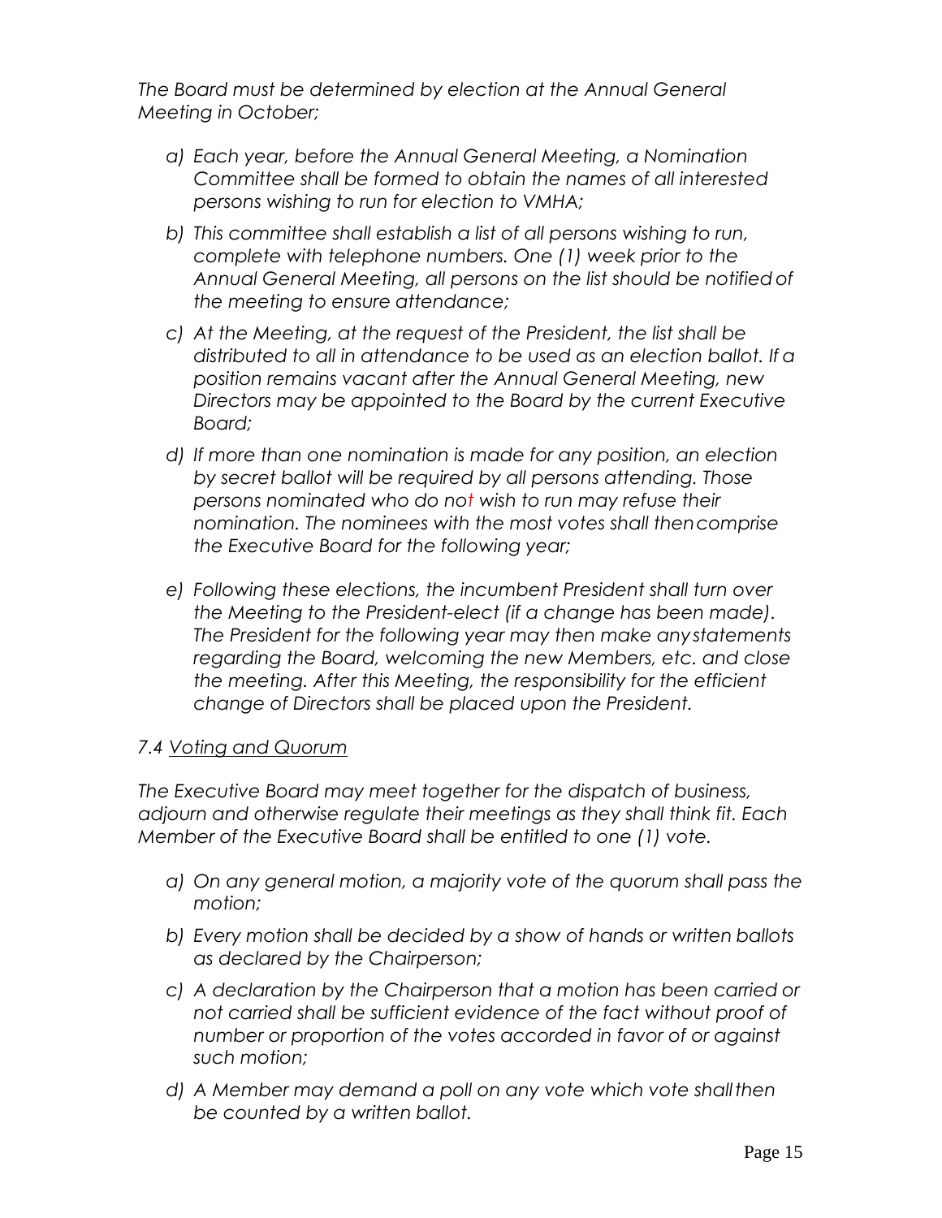*The Board must be determined by election at the Annual General Meeting in October;*

- *a) Each year, before the Annual General Meeting, a Nomination Committee shall be formed to obtain the names of all interested persons wishing to run for election to VMHA;*
- *b) This committee shall establish a list of all persons wishing to run, complete with telephone numbers. One (1) week prior to the Annual General Meeting, all persons on the list should be notified of the meeting to ensure attendance;*
- *c) At the Meeting, at the request of the President, the list shall be distributed to all in attendance to be used as an election ballot. If a position remains vacant after the Annual General Meeting, new Directors may be appointed to the Board by the current Executive Board;*
- *d) If more than one nomination is made for any position, an election by secret ballot will be required by all persons attending. Those persons nominated who do not wish to run may refuse their nomination. The nominees with the most votes shall then comprise the Executive Board for the following year;*
- *e) Following these elections, the incumbent President shall turn over the Meeting to the President-elect (if a change has been made). The President for the following year may then make any statements regarding the Board, welcoming the new Members, etc. and close the meeting. After this Meeting, the responsibility for the efficient change of Directors shall be placed upon the President.*

*7.4 <u>Voting and Quorum</u>*

*The Executive Board may meet together for the dispatch of business, adjourn and otherwise regulate their meetings as they shall think fit. Each Member of the Executive Board shall be entitled to one (1) vote.*

- *a) On any general motion, a majority vote of the quorum shall pass the motion;*
- *b) Every motion shall be decided by a show of hands or written ballots as declared by the Chairperson;*
- *c) A declaration by the Chairperson that a motion has been carried or not carried shall be sufficient evidence of the fact without proof of number or proportion of the votes accorded in favor of or against such motion;*
- *d) A Member may demand a poll on any vote which vote shall then be counted by a written ballot.*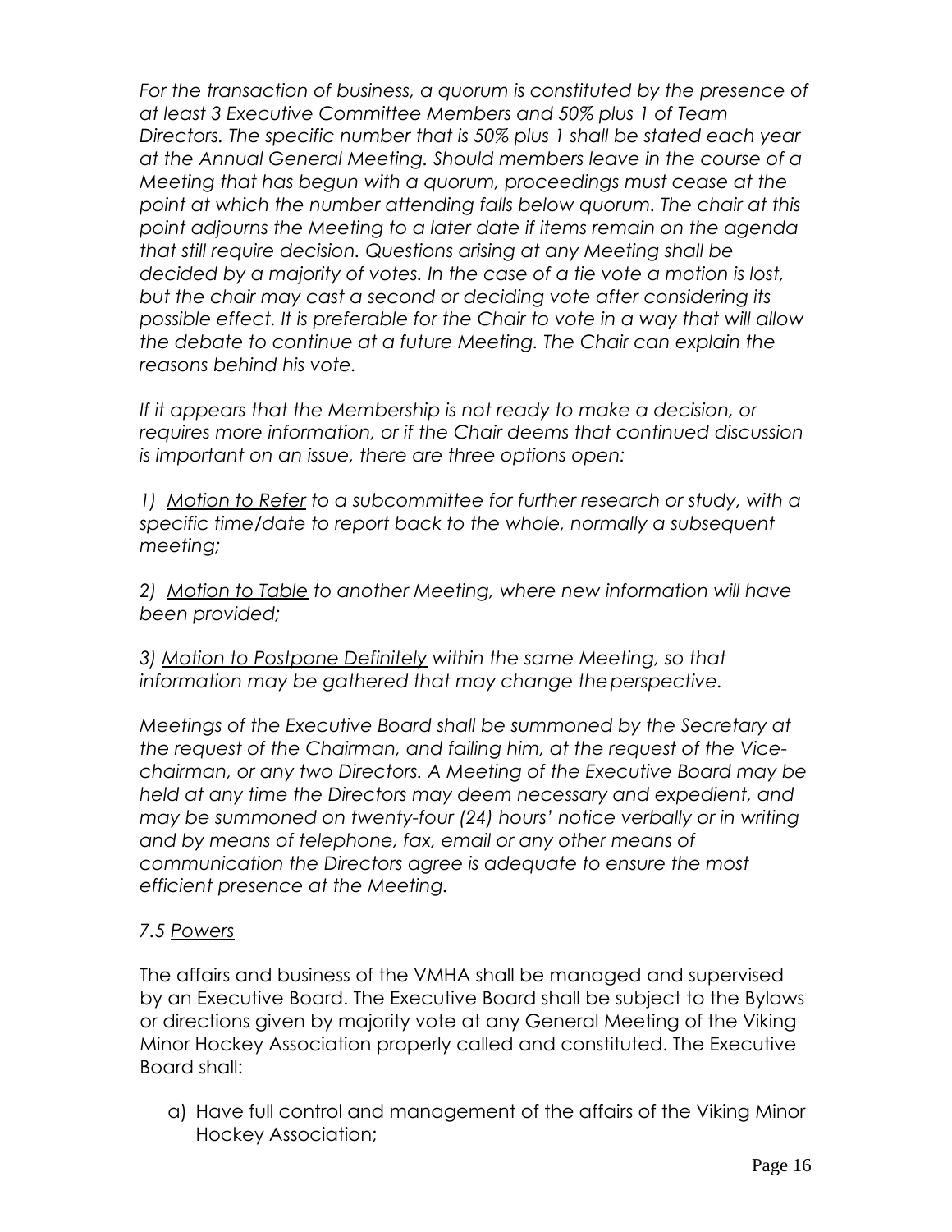*For the transaction of business, a quorum is constituted by the presence of at least 3 Executive Committee Members and 50% plus 1 of Team Directors. The specific number that is 50% plus 1 shall be stated each year at the Annual General Meeting. Should members leave in the course of a Meeting that has begun with a quorum, proceedings must cease at the point at which the number attending falls below quorum. The chair at this point adjourns the Meeting to a later date if items remain on the agenda that still require decision. Questions arising at any Meeting shall be decided by a majority of votes. In the case of a tie vote a motion is lost, but the chair may cast a second or deciding vote after considering its possible effect. It is preferable for the Chair to vote in a way that will allow the debate to continue at a future Meeting. The Chair can explain the reasons behind his vote.*

*If it appears that the Membership is not ready to make a decision, or requires more information, or if the Chair deems that continued discussion is important on an issue, there are three options open:*

*1) <u>Motion to Refer</u> to a subcommittee for further research or study, with a specific time/date to report back to the whole, normally a subsequent meeting;*

*2) <u>Motion to Table</u> to another Meeting, where new information will have been provided;*

*3) <u>Motion to Postpone Definitely</u> within the same Meeting, so that information may be gathered that may change the perspective.*

*Meetings of the Executive Board shall be summoned by the Secretary at the request of the Chairman, and failing him, at the request of the Vice-chairman, or any two Directors. A Meeting of the Executive Board may be held at any time the Directors may deem necessary and expedient, and may be summoned on twenty-four (24) hours' notice verbally or in writing and by means of telephone, fax, email or any other means of communication the Directors agree is adequate to ensure the most efficient presence at the Meeting.*

*7.5 <u>Powers</u>*

The affairs and business of the VMHA shall be managed and supervised by an Executive Board. The Executive Board shall be subject to the Bylaws or directions given by majority vote at any General Meeting of the Viking Minor Hockey Association properly called and constituted. The Executive Board shall:

a) Have full control and management of the affairs of the Viking Minor Hockey Association;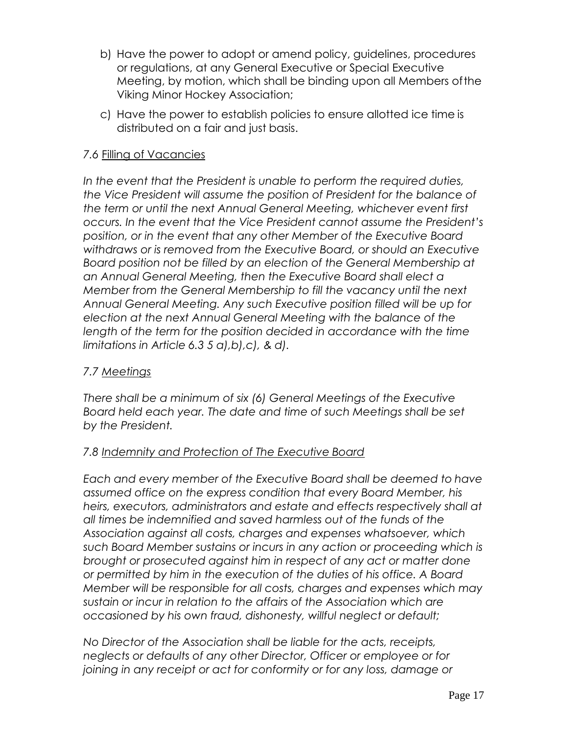b) Have the power to adopt or amend policy, guidelines, procedures or regulations, at any General Executive or Special Executive Meeting, by motion, which shall be binding upon all Members of the Viking Minor Hockey Association;

c) Have the power to establish policies to ensure allotted ice time is distributed on a fair and just basis.

7.6 <u>Filling of Vacancies</u>

*In the event that the President is unable to perform the required duties, the Vice President will assume the position of President for the balance of the term or until the next Annual General Meeting, whichever event first occurs. In the event that the Vice President cannot assume the President's position, or in the event that any other Member of the Executive Board withdraws or is removed from the Executive Board, or should an Executive Board position not be filled by an election of the General Membership at an Annual General Meeting, then the Executive Board shall elect a Member from the General Membership to fill the vacancy until the next Annual General Meeting. Any such Executive position filled will be up for election at the next Annual General Meeting with the balance of the length of the term for the position decided in accordance with the time limitations in Article 6.3 5 a),b),c), & d).*

*7.7 <u>Meetings</u>*

*There shall be a minimum of six (6) General Meetings of the Executive Board held each year. The date and time of such Meetings shall be set by the President.*

*7.8 <u>Indemnity and Protection of The Executive Board</u>*

*Each and every member of the Executive Board shall be deemed to have assumed office on the express condition that every Board Member, his heirs, executors, administrators and estate and effects respectively shall at all times be indemnified and saved harmless out of the funds of the Association against all costs, charges and expenses whatsoever, which such Board Member sustains or incurs in any action or proceeding which is brought or prosecuted against him in respect of any act or matter done or permitted by him in the execution of the duties of his office. A Board Member will be responsible for all costs, charges and expenses which may sustain or incur in relation to the affairs of the Association which are occasioned by his own fraud, dishonesty, willful neglect or default;*

*No Director of the Association shall be liable for the acts, receipts, neglects or defaults of any other Director, Officer or employee or for joining in any receipt or act for conformity or for any loss, damage or*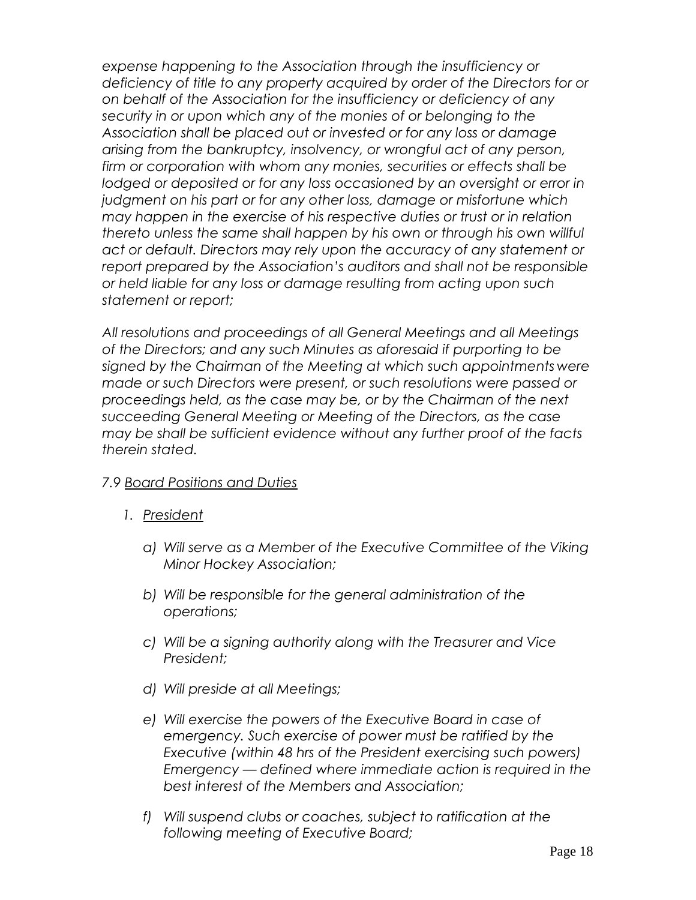*expense happening to the Association through the insufficiency or deficiency of title to any property acquired by order of the Directors for or on behalf of the Association for the insufficiency or deficiency of any security in or upon which any of the monies of or belonging to the Association shall be placed out or invested or for any loss or damage arising from the bankruptcy, insolvency, or wrongful act of any person, firm or corporation with whom any monies, securities or effects shall be lodged or deposited or for any loss occasioned by an oversight or error in judgment on his part or for any other loss, damage or misfortune which may happen in the exercise of his respective duties or trust or in relation thereto unless the same shall happen by his own or through his own willful act or default. Directors may rely upon the accuracy of any statement or report prepared by the Association's auditors and shall not be responsible or held liable for any loss or damage resulting from acting upon such statement or report;*

*All resolutions and proceedings of all General Meetings and all Meetings of the Directors; and any such Minutes as aforesaid if purporting to be signed by the Chairman of the Meeting at which such appointments were made or such Directors were present, or such resolutions were passed or proceedings held, as the case may be, or by the Chairman of the next succeeding General Meeting or Meeting of the Directors, as the case may be shall be sufficient evidence without any further proof of the facts therein stated.*

*7.9 Board Positions and Duties*

1. *President*

   a) *Will serve as a Member of the Executive Committee of the Viking Minor Hockey Association;*

   b) *Will be responsible for the general administration of the operations;*

   c) *Will be a signing authority along with the Treasurer and Vice President;*

   d) *Will preside at all Meetings;*

   e) *Will exercise the powers of the Executive Board in case of emergency. Such exercise of power must be ratified by the Executive (within 48 hrs of the President exercising such powers) Emergency — defined where immediate action is required in the best interest of the Members and Association;*

   f) *Will suspend clubs or coaches, subject to ratification at the following meeting of Executive Board;*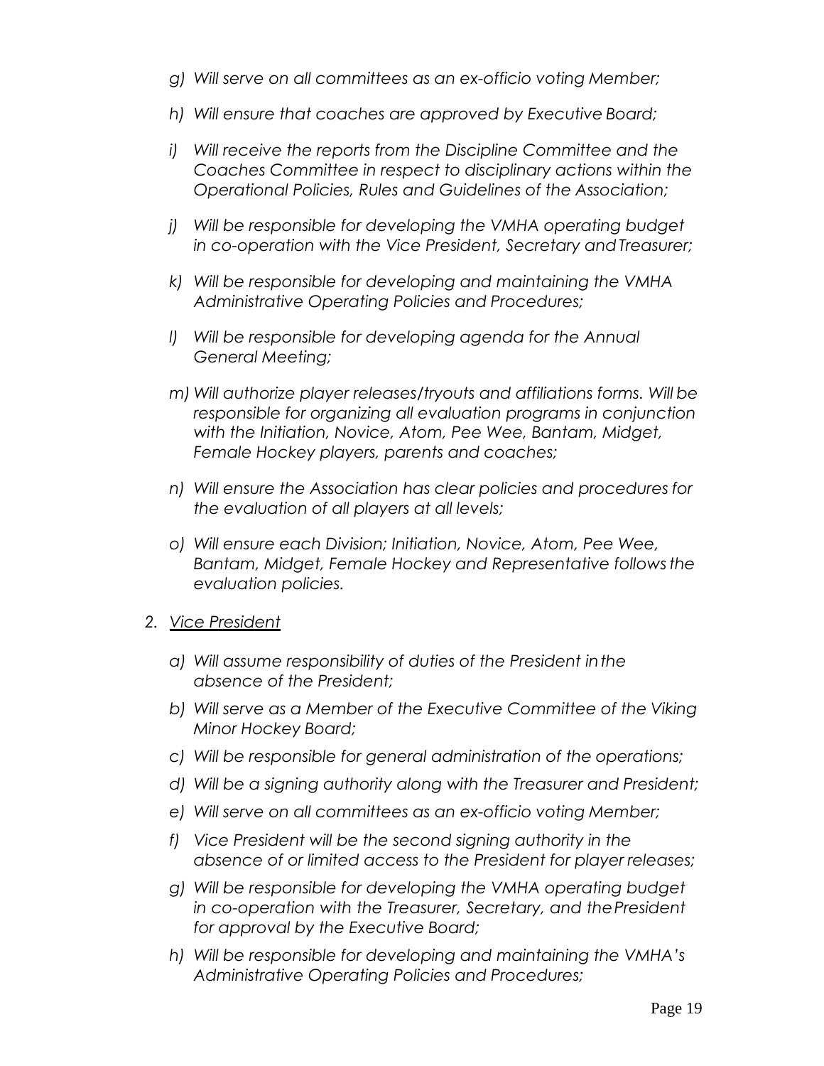*g) Will serve on all committees as an ex-officio voting Member;*

*h) Will ensure that coaches are approved by Executive Board;*

*i) Will receive the reports from the Discipline Committee and the Coaches Committee in respect to disciplinary actions within the Operational Policies, Rules and Guidelines of the Association;*

*j) Will be responsible for developing the VMHA operating budget in co-operation with the Vice President, Secretary and Treasurer;*

*k) Will be responsible for developing and maintaining the VMHA Administrative Operating Policies and Procedures;*

*l) Will be responsible for developing agenda for the Annual General Meeting;*

*m) Will authorize player releases/tryouts and affiliations forms. Will be responsible for organizing all evaluation programs in conjunction with the Initiation, Novice, Atom, Pee Wee, Bantam, Midget, Female Hockey players, parents and coaches;*

*n) Will ensure the Association has clear policies and procedures for the evaluation of all players at all levels;*

*o) Will ensure each Division; Initiation, Novice, Atom, Pee Wee, Bantam, Midget, Female Hockey and Representative follows the evaluation policies.*

2. *Vice President*

*a) Will assume responsibility of duties of the President in the absence of the President;*

*b) Will serve as a Member of the Executive Committee of the Viking Minor Hockey Board;*

*c) Will be responsible for general administration of the operations;*

*d) Will be a signing authority along with the Treasurer and President;*

*e) Will serve on all committees as an ex-officio voting Member;*

*f) Vice President will be the second signing authority in the absence of or limited access to the President for player releases;*

*g) Will be responsible for developing the VMHA operating budget in co-operation with the Treasurer, Secretary, and the President for approval by the Executive Board;*

*h) Will be responsible for developing and maintaining the VMHA's Administrative Operating Policies and Procedures;*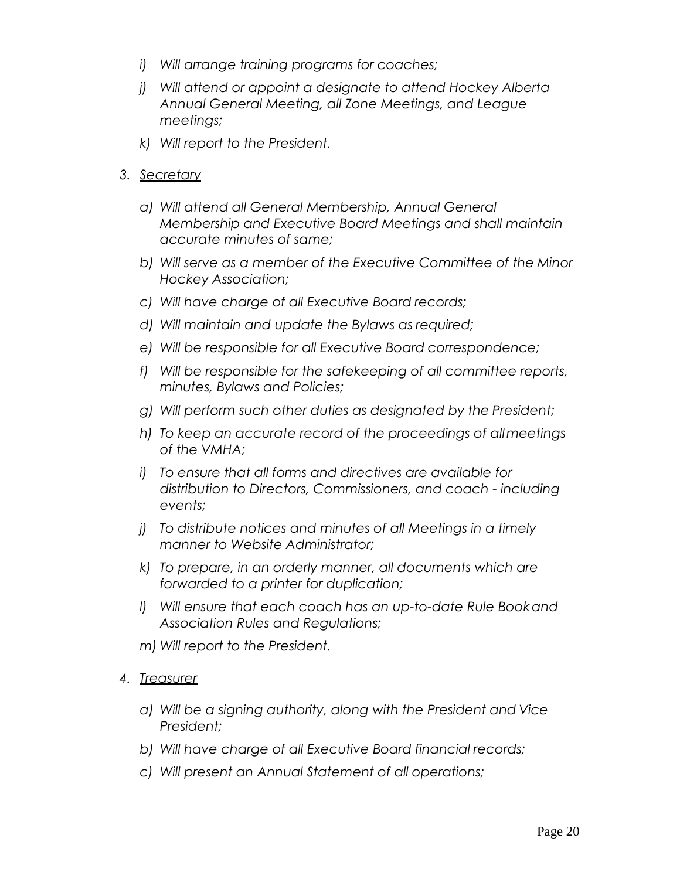*i) Will arrange training programs for coaches;*

*j) Will attend or appoint a designate to attend Hockey Alberta Annual General Meeting, all Zone Meetings, and League meetings;*

*k) Will report to the President.*

*3. Secretary*

*a) Will attend all General Membership, Annual General Membership and Executive Board Meetings and shall maintain accurate minutes of same;*

*b) Will serve as a member of the Executive Committee of the Minor Hockey Association;*

*c) Will have charge of all Executive Board records;*

*d) Will maintain and update the Bylaws as required;*

*e) Will be responsible for all Executive Board correspondence;*

*f) Will be responsible for the safekeeping of all committee reports, minutes, Bylaws and Policies;*

*g) Will perform such other duties as designated by the President;*

*h) To keep an accurate record of the proceedings of all meetings of the VMHA;*

*i) To ensure that all forms and directives are available for distribution to Directors, Commissioners, and coach - including events;*

*j) To distribute notices and minutes of all Meetings in a timely manner to Website Administrator;*

*k) To prepare, in an orderly manner, all documents which are forwarded to a printer for duplication;*

*l) Will ensure that each coach has an up-to-date Rule Book and Association Rules and Regulations;*

*m) Will report to the President.*

*4. Treasurer*

*a) Will be a signing authority, along with the President and Vice President;*

*b) Will have charge of all Executive Board financial records;*

*c) Will present an Annual Statement of all operations;*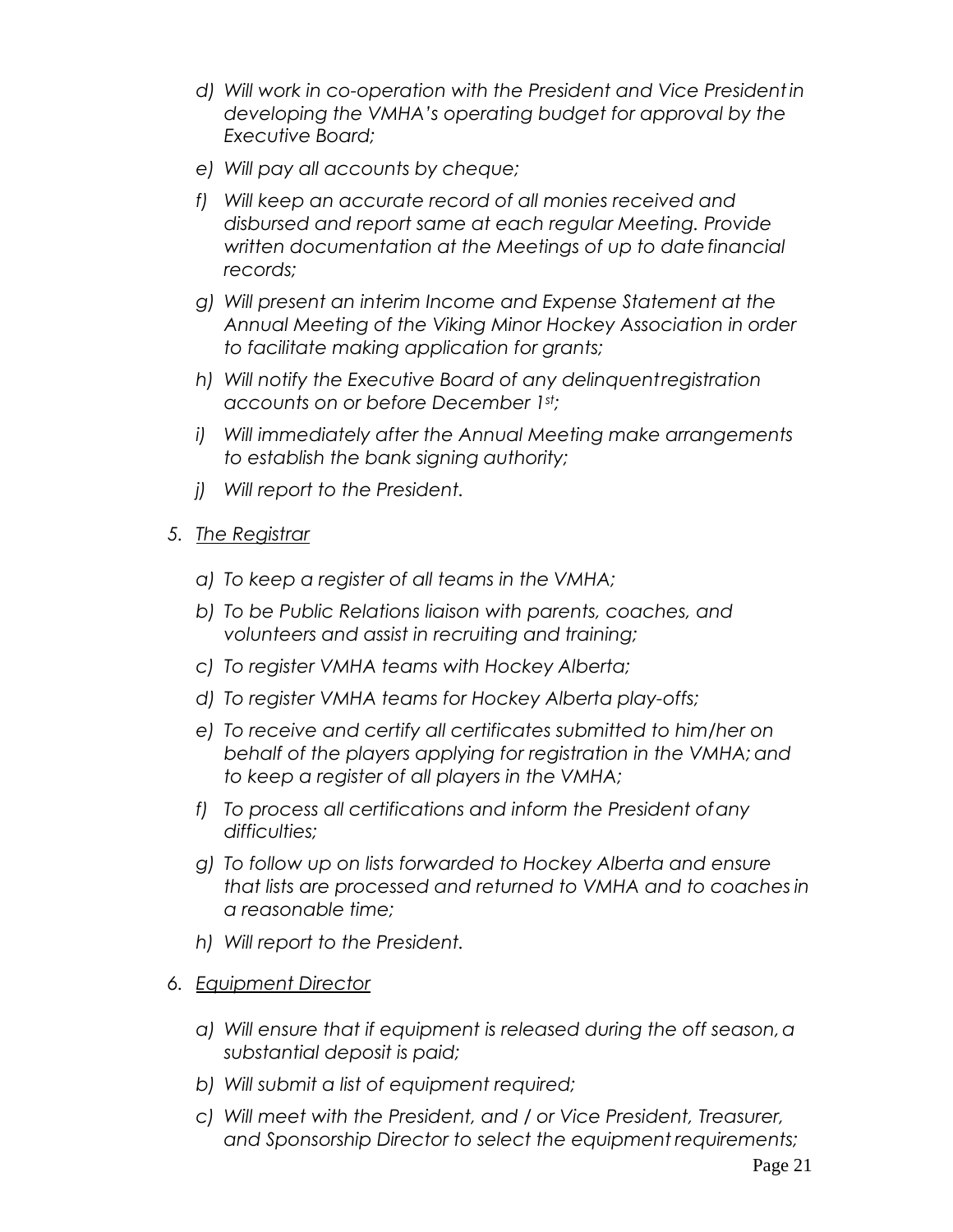*d) Will work in co-operation with the President and Vice President in developing the VMHA's operating budget for approval by the Executive Board;*

*e) Will pay all accounts by cheque;*

*f) Will keep an accurate record of all monies received and disbursed and report same at each regular Meeting. Provide written documentation at the Meetings of up to date financial records;*

*g) Will present an interim Income and Expense Statement at the Annual Meeting of the Viking Minor Hockey Association in order to facilitate making application for grants;*

*h) Will notify the Executive Board of any delinquent registration accounts on or before December 1st;*

*i) Will immediately after the Annual Meeting make arrangements to establish the bank signing authority;*

*j) Will report to the President.*

*5. <u>The Registrar</u>*

*a) To keep a register of all teams in the VMHA;*

*b) To be Public Relations liaison with parents, coaches, and volunteers and assist in recruiting and training;*

*c) To register VMHA teams with Hockey Alberta;*

*d) To register VMHA teams for Hockey Alberta play-offs;*

*e) To receive and certify all certificates submitted to him/her on behalf of the players applying for registration in the VMHA; and to keep a register of all players in the VMHA;*

*f) To process all certifications and inform the President of any difficulties;*

*g) To follow up on lists forwarded to Hockey Alberta and ensure that lists are processed and returned to VMHA and to coaches in a reasonable time;*

*h) Will report to the President.*

*6. <u>Equipment Director</u>*

*a) Will ensure that if equipment is released during the off season, a substantial deposit is paid;*

*b) Will submit a list of equipment required;*

*c) Will meet with the President, and / or Vice President, Treasurer, and Sponsorship Director to select the equipment requirements;*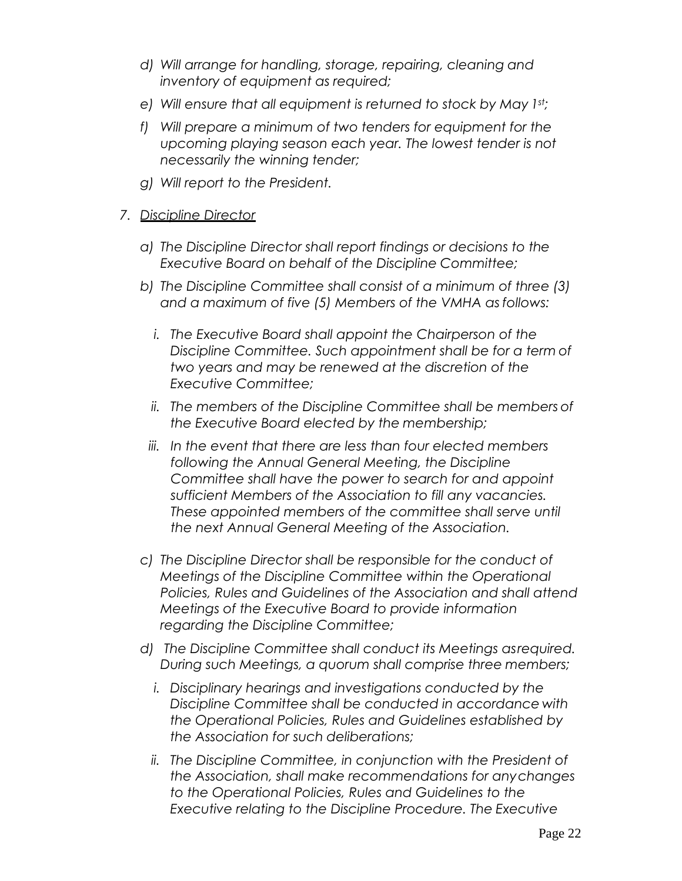*d) Will arrange for handling, storage, repairing, cleaning and inventory of equipment as required;*

*e) Will ensure that all equipment is returned to stock by May 1st;*

*f) Will prepare a minimum of two tenders for equipment for the upcoming playing season each year. The lowest tender is not necessarily the winning tender;*

*g) Will report to the President.*

*7. Discipline Director*

*a) The Discipline Director shall report findings or decisions to the Executive Board on behalf of the Discipline Committee;*

*b) The Discipline Committee shall consist of a minimum of three (3) and a maximum of five (5) Members of the VMHA as follows:*

*i. The Executive Board shall appoint the Chairperson of the Discipline Committee. Such appointment shall be for a term of two years and may be renewed at the discretion of the Executive Committee;*

*ii. The members of the Discipline Committee shall be members of the Executive Board elected by the membership;*

*iii. In the event that there are less than four elected members following the Annual General Meeting, the Discipline Committee shall have the power to search for and appoint sufficient Members of the Association to fill any vacancies. These appointed members of the committee shall serve until the next Annual General Meeting of the Association.*

*c) The Discipline Director shall be responsible for the conduct of Meetings of the Discipline Committee within the Operational Policies, Rules and Guidelines of the Association and shall attend Meetings of the Executive Board to provide information regarding the Discipline Committee;*

*d) The Discipline Committee shall conduct its Meetings as required. During such Meetings, a quorum shall comprise three members;*

*i. Disciplinary hearings and investigations conducted by the Discipline Committee shall be conducted in accordance with the Operational Policies, Rules and Guidelines established by the Association for such deliberations;*

*ii. The Discipline Committee, in conjunction with the President of the Association, shall make recommendations for any changes to the Operational Policies, Rules and Guidelines to the Executive relating to the Discipline Procedure. The Executive*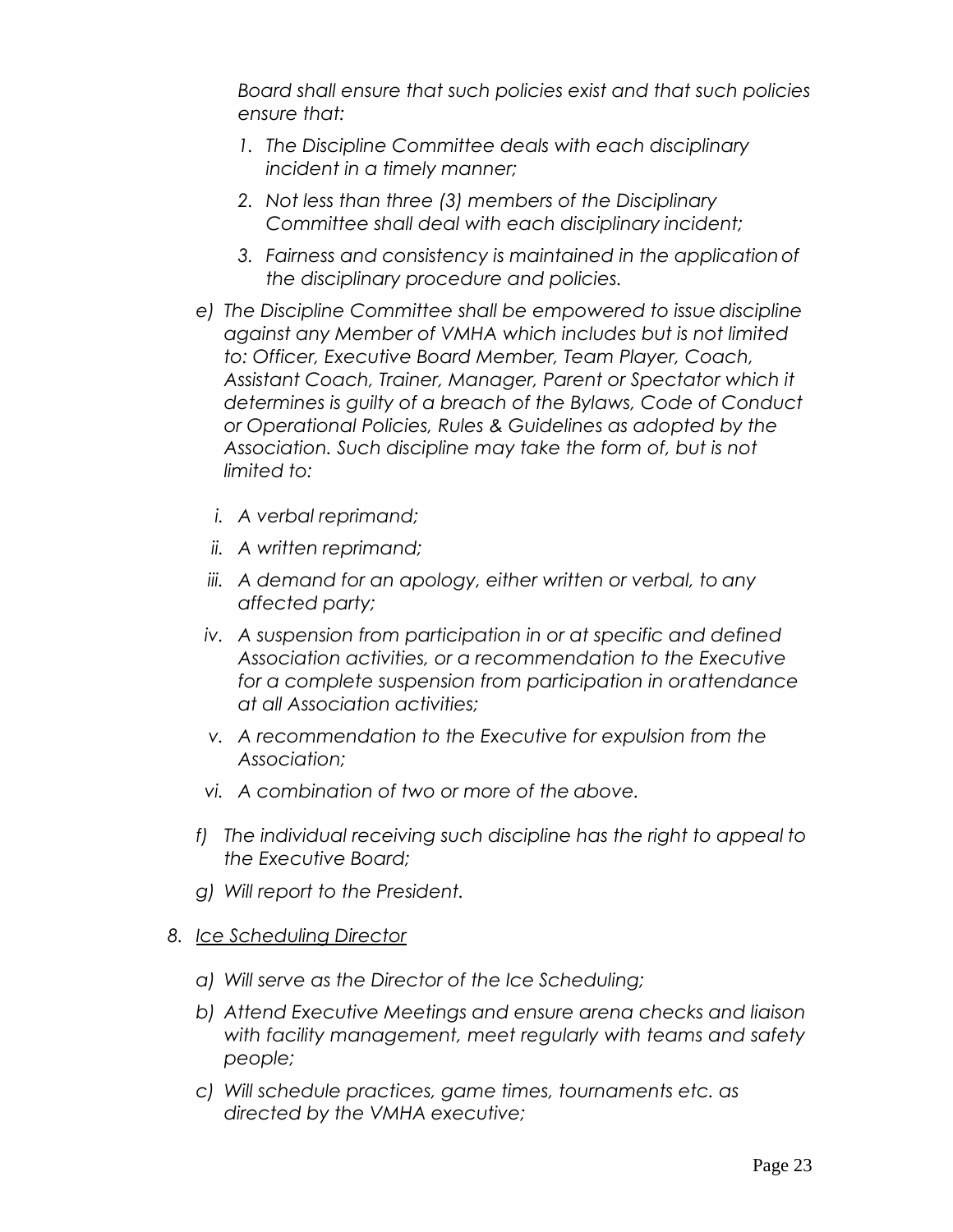*Board shall ensure that such policies exist and that such policies ensure that:*

1. *The Discipline Committee deals with each disciplinary incident in a timely manner;*
2. *Not less than three (3) members of the Disciplinary Committee shall deal with each disciplinary incident;*
3. *Fairness and consistency is maintained in the application of the disciplinary procedure and policies.*

e) *The Discipline Committee shall be empowered to issue discipline against any Member of VMHA which includes but is not limited to: Officer, Executive Board Member, Team Player, Coach, Assistant Coach, Trainer, Manager, Parent or Spectator which it determines is guilty of a breach of the Bylaws, Code of Conduct or Operational Policies, Rules & Guidelines as adopted by the Association. Such discipline may take the form of, but is not limited to:*

- i. *A verbal reprimand;*
- ii. *A written reprimand;*
- iii. *A demand for an apology, either written or verbal, to any affected party;*
- iv. *A suspension from participation in or at specific and defined Association activities, or a recommendation to the Executive for a complete suspension from participation in or attendance at all Association activities;*
- v. *A recommendation to the Executive for expulsion from the Association;*
- vi. *A combination of two or more of the above.*

f) *The individual receiving such discipline has the right to appeal to the Executive Board;*

g) *Will report to the President.*

8. *<u>Ice Scheduling Director</u>*

a) *Will serve as the Director of the Ice Scheduling;*

b) *Attend Executive Meetings and ensure arena checks and liaison with facility management, meet regularly with teams and safety people;*

c) *Will schedule practices, game times, tournaments etc. as directed by the VMHA executive;*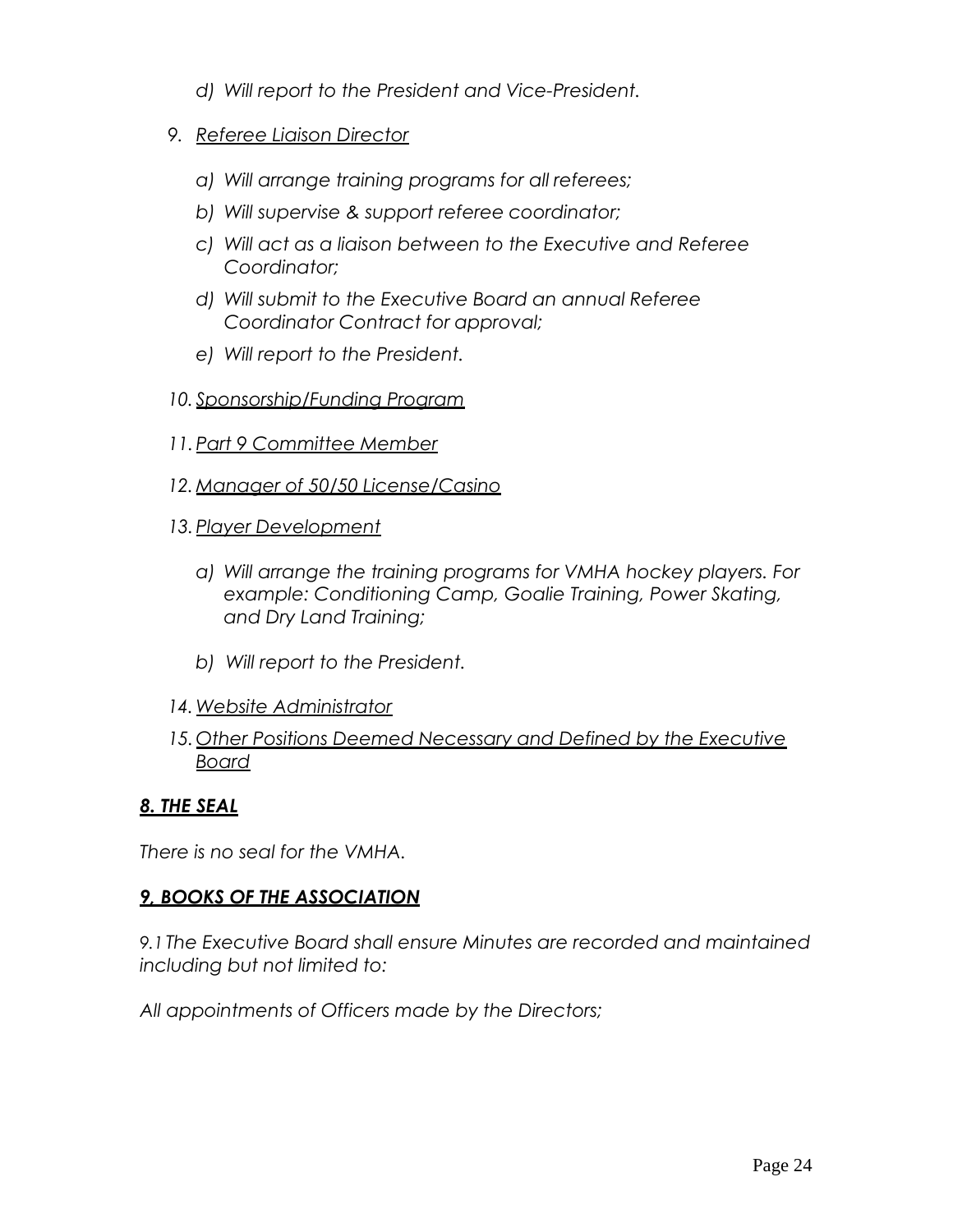- *d) Will report to the President and Vice-President.*

9. *<u>Referee Liaison Director</u>*

   - *a) Will arrange training programs for all referees;*
   - *b) Will supervise & support referee coordinator;*
   - *c) Will act as a liaison between to the Executive and Referee Coordinator;*
   - *d) Will submit to the Executive Board an annual Referee Coordinator Contract for approval;*
   - *e) Will report to the President.*

10. *<u>Sponsorship/Funding Program</u>*

11. *<u>Part 9 Committee Member</u>*

12. *<u>Manager of 50/50 License/Casino</u>*

13. *<u>Player Development</u>*

    - *a) Will arrange the training programs for VMHA hockey players. For example: Conditioning Camp, Goalie Training, Power Skating, and Dry Land Training;*
    - *b) Will report to the President.*

14. *<u>Website Administrator</u>*

15. *<u>Other Positions Deemed Necessary and Defined by the Executive Board</u>*

### ***<u>8. THE SEAL</u>***

*There is no seal for the VMHA.*

### ***<u>9, BOOKS OF THE ASSOCIATION</u>***

*9.1 The Executive Board shall ensure Minutes are recorded and maintained including but not limited to:*

*All appointments of Officers made by the Directors;*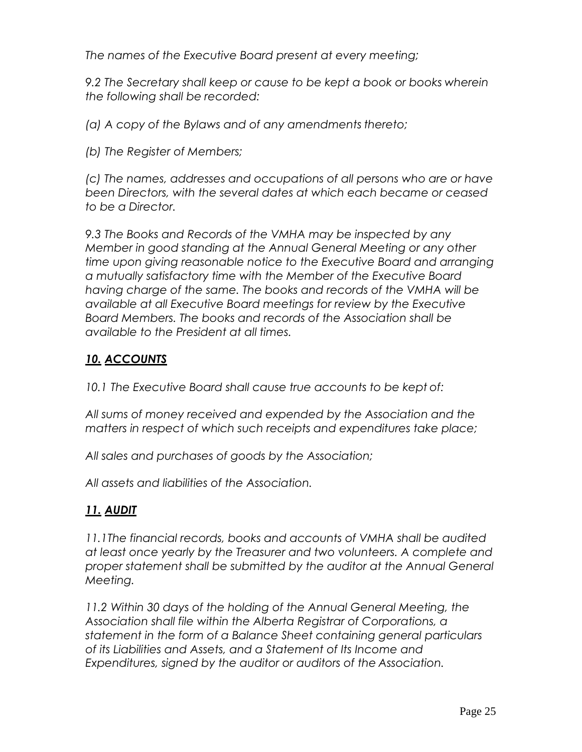*The names of the Executive Board present at every meeting;*

*9.2 The Secretary shall keep or cause to be kept a book or books wherein the following shall be recorded:*

*(a) A copy of the Bylaws and of any amendments thereto;*

*(b) The Register of Members;*

*(c) The names, addresses and occupations of all persons who are or have been Directors, with the several dates at which each became or ceased to be a Director.*

*9.3 The Books and Records of the VMHA may be inspected by any Member in good standing at the Annual General Meeting or any other time upon giving reasonable notice to the Executive Board and arranging a mutually satisfactory time with the Member of the Executive Board having charge of the same. The books and records of the VMHA will be available at all Executive Board meetings for review by the Executive Board Members. The books and records of the Association shall be available to the President at all times.*

## ***10. ACCOUNTS***

*10.1 The Executive Board shall cause true accounts to be kept of:*

*All sums of money received and expended by the Association and the matters in respect of which such receipts and expenditures take place;*

*All sales and purchases of goods by the Association;*

*All assets and liabilities of the Association.*

## ***11. AUDIT***

*11.1The financial records, books and accounts of VMHA shall be audited at least once yearly by the Treasurer and two volunteers. A complete and proper statement shall be submitted by the auditor at the Annual General Meeting.*

*11.2 Within 30 days of the holding of the Annual General Meeting, the Association shall file within the Alberta Registrar of Corporations, a statement in the form of a Balance Sheet containing general particulars of its Liabilities and Assets, and a Statement of Its Income and Expenditures, signed by the auditor or auditors of the Association.*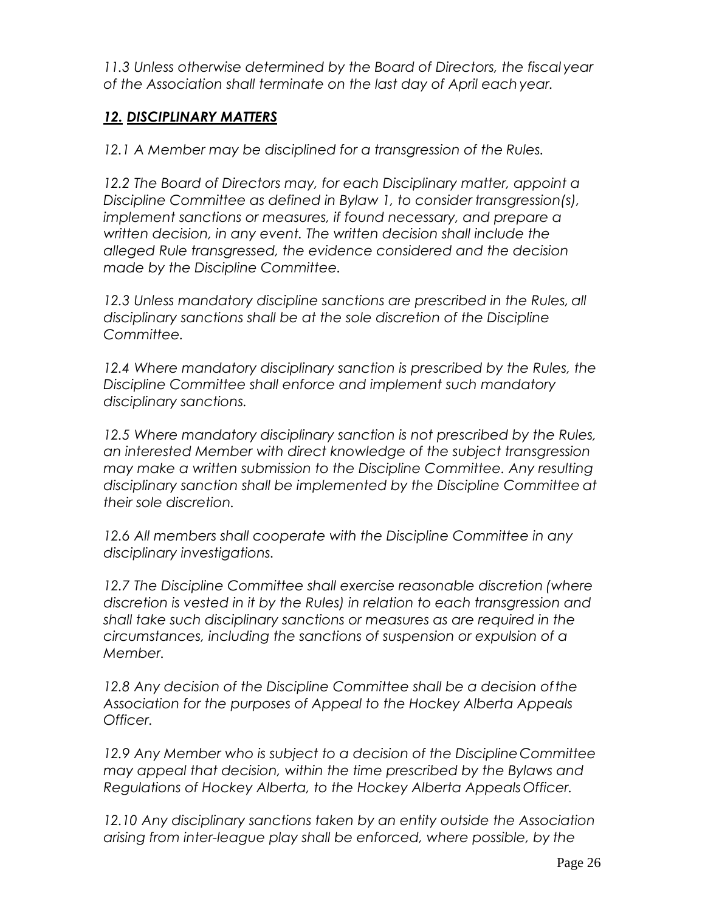*11.3 Unless otherwise determined by the Board of Directors, the fiscal year of the Association shall terminate on the last day of April each year.*

## ***12. DISCIPLINARY MATTERS***

*12.1 A Member may be disciplined for a transgression of the Rules.*

*12.2 The Board of Directors may, for each Disciplinary matter, appoint a Discipline Committee as defined in Bylaw 1, to consider transgression(s), implement sanctions or measures, if found necessary, and prepare a written decision, in any event. The written decision shall include the alleged Rule transgressed, the evidence considered and the decision made by the Discipline Committee.*

*12.3 Unless mandatory discipline sanctions are prescribed in the Rules, all disciplinary sanctions shall be at the sole discretion of the Discipline Committee.*

*12.4 Where mandatory disciplinary sanction is prescribed by the Rules, the Discipline Committee shall enforce and implement such mandatory disciplinary sanctions.*

*12.5 Where mandatory disciplinary sanction is not prescribed by the Rules, an interested Member with direct knowledge of the subject transgression may make a written submission to the Discipline Committee. Any resulting disciplinary sanction shall be implemented by the Discipline Committee at their sole discretion.*

*12.6 All members shall cooperate with the Discipline Committee in any disciplinary investigations.*

*12.7 The Discipline Committee shall exercise reasonable discretion (where discretion is vested in it by the Rules) in relation to each transgression and shall take such disciplinary sanctions or measures as are required in the circumstances, including the sanctions of suspension or expulsion of a Member.*

*12.8 Any decision of the Discipline Committee shall be a decision of the Association for the purposes of Appeal to the Hockey Alberta Appeals Officer.*

*12.9 Any Member who is subject to a decision of the Discipline Committee may appeal that decision, within the time prescribed by the Bylaws and Regulations of Hockey Alberta, to the Hockey Alberta Appeals Officer.*

*12.10 Any disciplinary sanctions taken by an entity outside the Association arising from inter-league play shall be enforced, where possible, by the*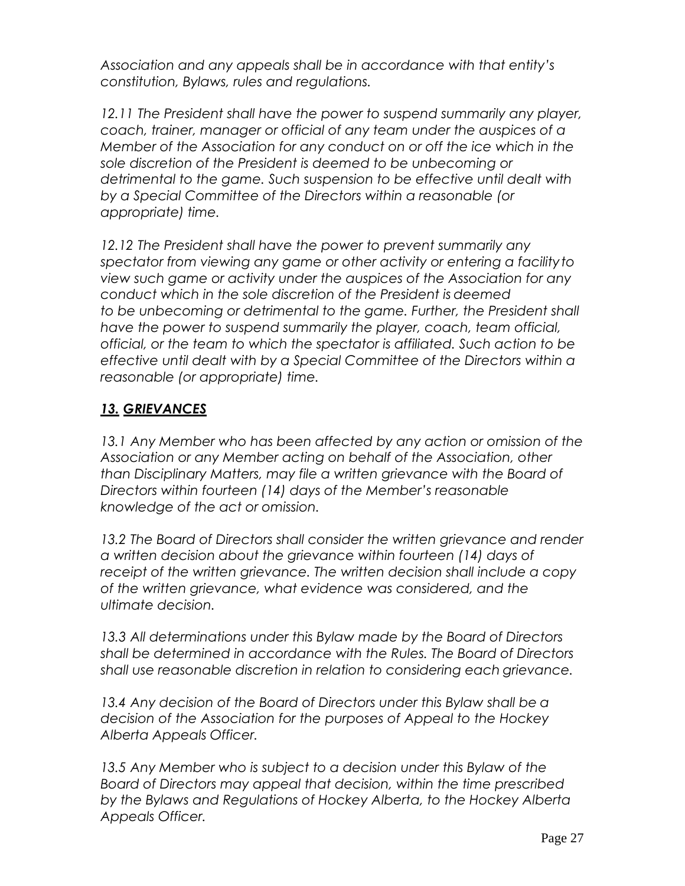*Association and any appeals shall be in accordance with that entity's constitution, Bylaws, rules and regulations.*

*12.11 The President shall have the power to suspend summarily any player, coach, trainer, manager or official of any team under the auspices of a Member of the Association for any conduct on or off the ice which in the sole discretion of the President is deemed to be unbecoming or detrimental to the game. Such suspension to be effective until dealt with by a Special Committee of the Directors within a reasonable (or appropriate) time.*

*12.12 The President shall have the power to prevent summarily any spectator from viewing any game or other activity or entering a facility to view such game or activity under the auspices of the Association for any conduct which in the sole discretion of the President is deemed to be unbecoming or detrimental to the game. Further, the President shall have the power to suspend summarily the player, coach, team official, official, or the team to which the spectator is affiliated. Such action to be effective until dealt with by a Special Committee of the Directors within a reasonable (or appropriate) time.*

## ***13. GRIEVANCES***

*13.1 Any Member who has been affected by any action or omission of the Association or any Member acting on behalf of the Association, other than Disciplinary Matters, may file a written grievance with the Board of Directors within fourteen (14) days of the Member's reasonable knowledge of the act or omission.*

*13.2 The Board of Directors shall consider the written grievance and render a written decision about the grievance within fourteen (14) days of receipt of the written grievance. The written decision shall include a copy of the written grievance, what evidence was considered, and the ultimate decision.*

*13.3 All determinations under this Bylaw made by the Board of Directors shall be determined in accordance with the Rules. The Board of Directors shall use reasonable discretion in relation to considering each grievance.*

*13.4 Any decision of the Board of Directors under this Bylaw shall be a decision of the Association for the purposes of Appeal to the Hockey Alberta Appeals Officer.*

*13.5 Any Member who is subject to a decision under this Bylaw of the Board of Directors may appeal that decision, within the time prescribed by the Bylaws and Regulations of Hockey Alberta, to the Hockey Alberta Appeals Officer.*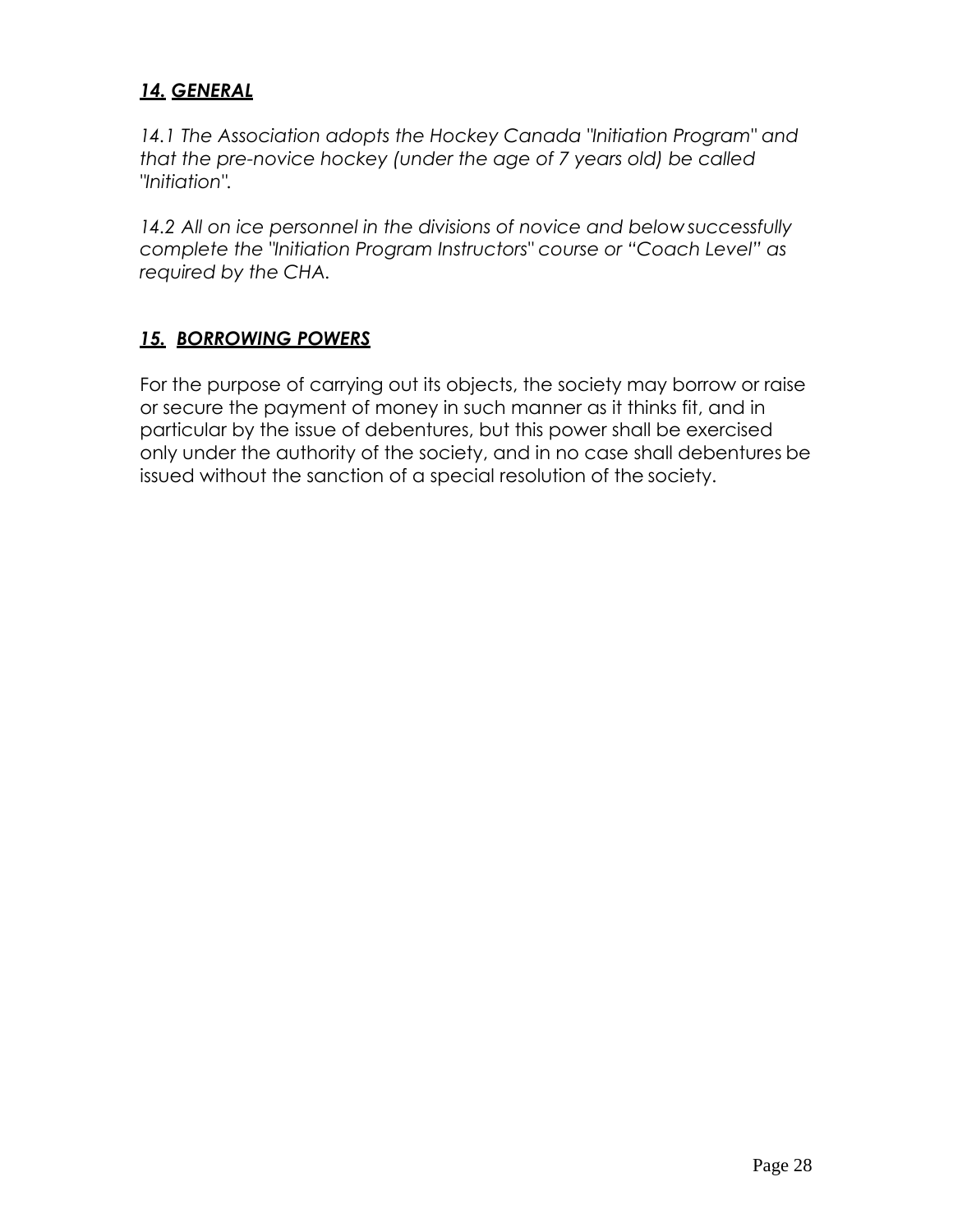## ***14. GENERAL***

*14.1 The Association adopts the Hockey Canada "Initiation Program" and that the pre-novice hockey (under the age of 7 years old) be called "Initiation".*

*14.2 All on ice personnel in the divisions of novice and below successfully complete the "Initiation Program Instructors" course or "Coach Level" as required by the CHA.*

## ***15. BORROWING POWERS***

For the purpose of carrying out its objects, the society may borrow or raise or secure the payment of money in such manner as it thinks fit, and in particular by the issue of debentures, but this power shall be exercised only under the authority of the society, and in no case shall debentures be issued without the sanction of a special resolution of the society.